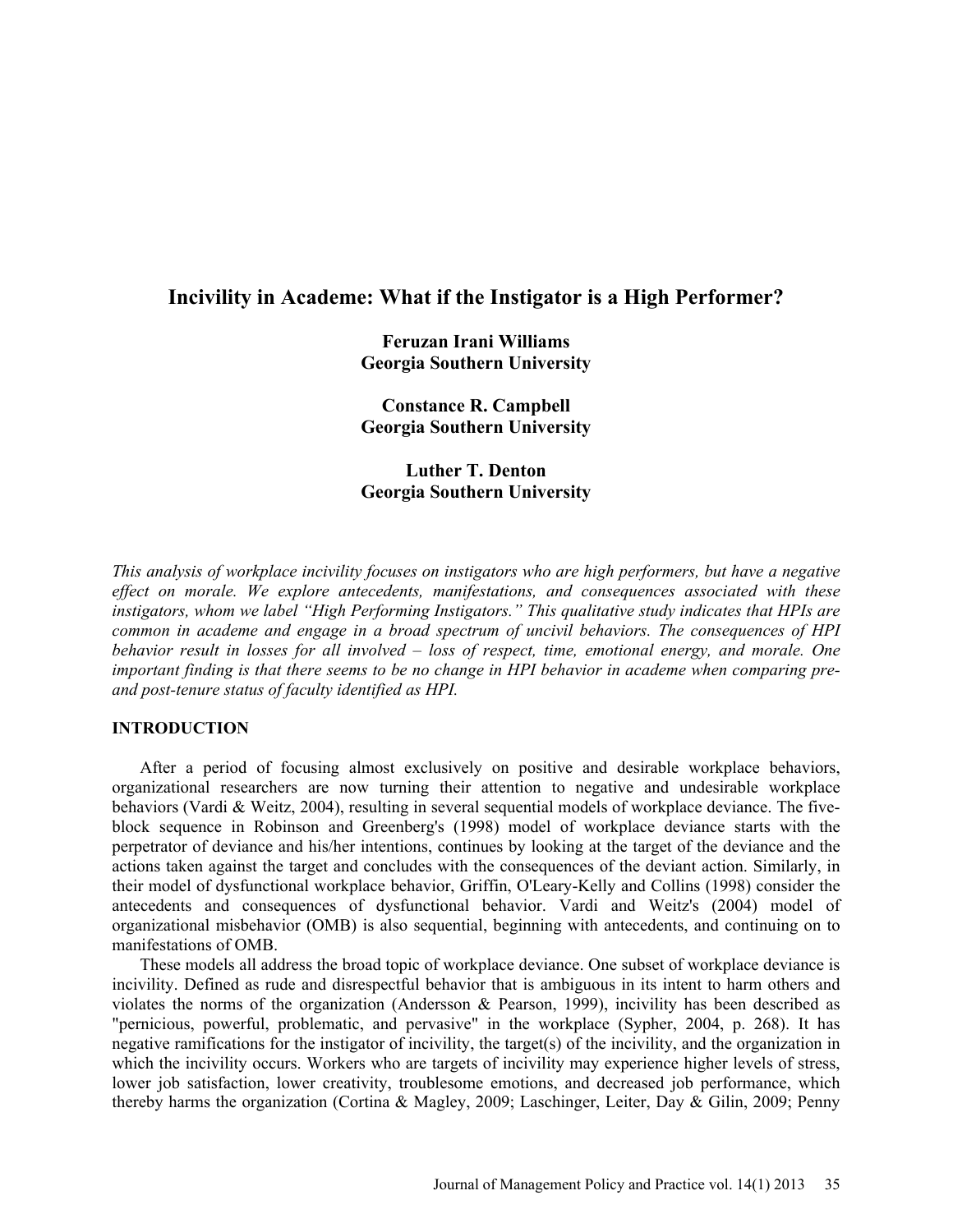# Incivility in Academe: What if the Instigator is a High Performer?

**Feruzan Irani Williams**
**Georgia Southern University**

**Constance R. Campbell**
**Georgia Southern University**

**Luther T. Denton**
**Georgia Southern University**

*This analysis of workplace incivility focuses on instigators who are high performers, but have a negative effect on morale. We explore antecedents, manifestations, and consequences associated with these instigators, whom we label "High Performing Instigators." This qualitative study indicates that HPIs are common in academe and engage in a broad spectrum of uncivil behaviors. The consequences of HPI behavior result in losses for all involved – loss of respect, time, emotional energy, and morale. One important finding is that there seems to be no change in HPI behavior in academe when comparing pre- and post-tenure status of faculty identified as HPI.*

## INTRODUCTION

After a period of focusing almost exclusively on positive and desirable workplace behaviors, organizational researchers are now turning their attention to negative and undesirable workplace behaviors (Vardi & Weitz, 2004), resulting in several sequential models of workplace deviance. The five-block sequence in Robinson and Greenberg's (1998) model of workplace deviance starts with the perpetrator of deviance and his/her intentions, continues by looking at the target of the deviance and the actions taken against the target and concludes with the consequences of the deviant action. Similarly, in their model of dysfunctional workplace behavior, Griffin, O'Leary-Kelly and Collins (1998) consider the antecedents and consequences of dysfunctional behavior. Vardi and Weitz's (2004) model of organizational misbehavior (OMB) is also sequential, beginning with antecedents, and continuing on to manifestations of OMB.

These models all address the broad topic of workplace deviance. One subset of workplace deviance is incivility. Defined as rude and disrespectful behavior that is ambiguous in its intent to harm others and violates the norms of the organization (Andersson & Pearson, 1999), incivility has been described as "pernicious, powerful, problematic, and pervasive" in the workplace (Sypher, 2004, p. 268). It has negative ramifications for the instigator of incivility, the target(s) of the incivility, and the organization in which the incivility occurs. Workers who are targets of incivility may experience higher levels of stress, lower job satisfaction, lower creativity, troublesome emotions, and decreased job performance, which thereby harms the organization (Cortina & Magley, 2009; Laschinger, Leiter, Day & Gilin, 2009; Penny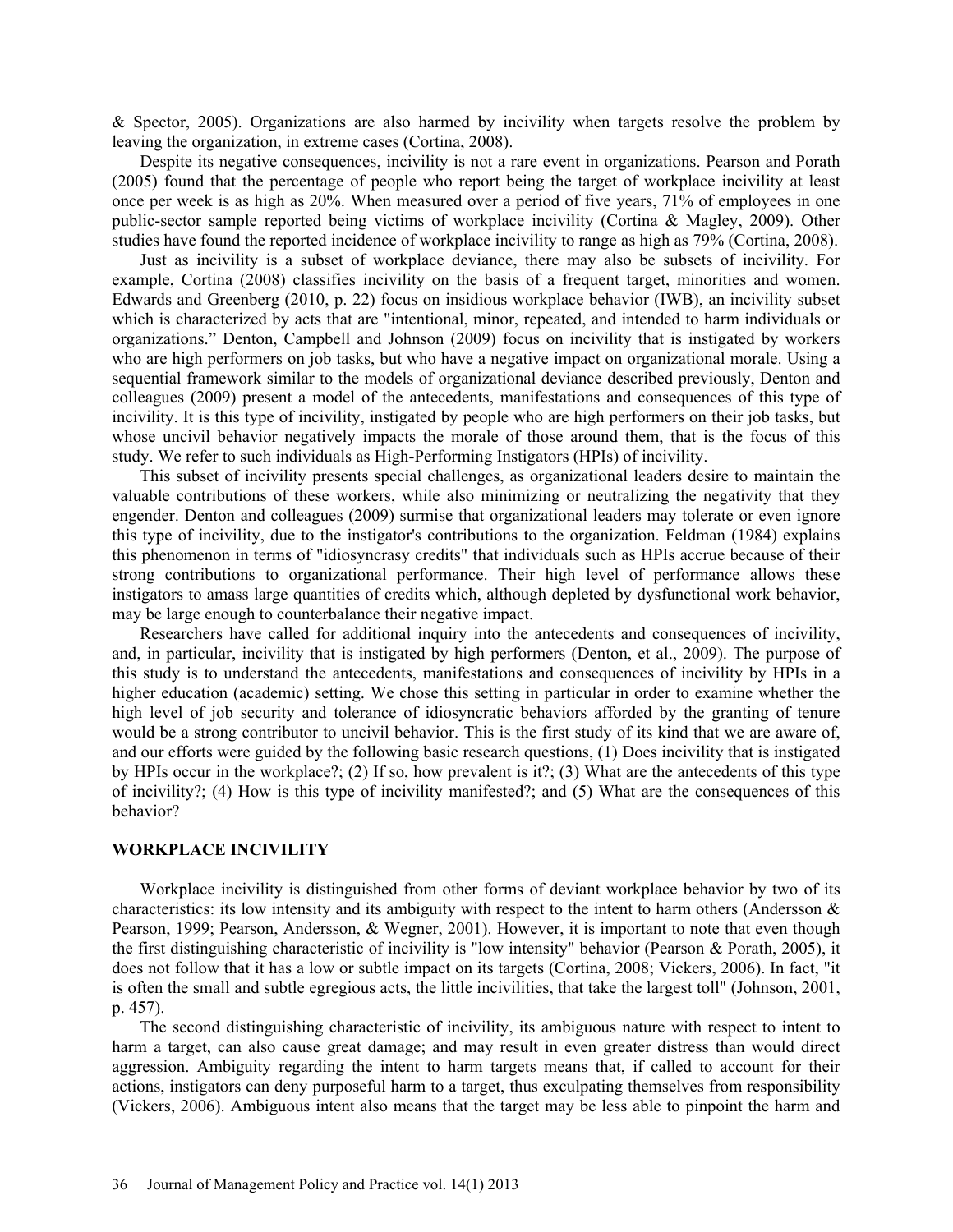& Spector, 2005). Organizations are also harmed by incivility when targets resolve the problem by leaving the organization, in extreme cases (Cortina, 2008).

Despite its negative consequences, incivility is not a rare event in organizations. Pearson and Porath (2005) found that the percentage of people who report being the target of workplace incivility at least once per week is as high as 20%. When measured over a period of five years, 71% of employees in one public-sector sample reported being victims of workplace incivility (Cortina & Magley, 2009). Other studies have found the reported incidence of workplace incivility to range as high as 79% (Cortina, 2008).

Just as incivility is a subset of workplace deviance, there may also be subsets of incivility. For example, Cortina (2008) classifies incivility on the basis of a frequent target, minorities and women. Edwards and Greenberg (2010, p. 22) focus on insidious workplace behavior (IWB), an incivility subset which is characterized by acts that are "intentional, minor, repeated, and intended to harm individuals or organizations." Denton, Campbell and Johnson (2009) focus on incivility that is instigated by workers who are high performers on job tasks, but who have a negative impact on organizational morale. Using a sequential framework similar to the models of organizational deviance described previously, Denton and colleagues (2009) present a model of the antecedents, manifestations and consequences of this type of incivility. It is this type of incivility, instigated by people who are high performers on their job tasks, but whose uncivil behavior negatively impacts the morale of those around them, that is the focus of this study. We refer to such individuals as High-Performing Instigators (HPIs) of incivility.

This subset of incivility presents special challenges, as organizational leaders desire to maintain the valuable contributions of these workers, while also minimizing or neutralizing the negativity that they engender. Denton and colleagues (2009) surmise that organizational leaders may tolerate or even ignore this type of incivility, due to the instigator's contributions to the organization. Feldman (1984) explains this phenomenon in terms of "idiosyncrasy credits" that individuals such as HPIs accrue because of their strong contributions to organizational performance. Their high level of performance allows these instigators to amass large quantities of credits which, although depleted by dysfunctional work behavior, may be large enough to counterbalance their negative impact.

Researchers have called for additional inquiry into the antecedents and consequences of incivility, and, in particular, incivility that is instigated by high performers (Denton, et al., 2009). The purpose of this study is to understand the antecedents, manifestations and consequences of incivility by HPIs in a higher education (academic) setting. We chose this setting in particular in order to examine whether the high level of job security and tolerance of idiosyncratic behaviors afforded by the granting of tenure would be a strong contributor to uncivil behavior. This is the first study of its kind that we are aware of, and our efforts were guided by the following basic research questions, (1) Does incivility that is instigated by HPIs occur in the workplace?; (2) If so, how prevalent is it?; (3) What are the antecedents of this type of incivility?; (4) How is this type of incivility manifested?; and (5) What are the consequences of this behavior?

## WORKPLACE INCIVILITY

Workplace incivility is distinguished from other forms of deviant workplace behavior by two of its characteristics: its low intensity and its ambiguity with respect to the intent to harm others (Andersson & Pearson, 1999; Pearson, Andersson, & Wegner, 2001). However, it is important to note that even though the first distinguishing characteristic of incivility is "low intensity" behavior (Pearson & Porath, 2005), it does not follow that it has a low or subtle impact on its targets (Cortina, 2008; Vickers, 2006). In fact, "it is often the small and subtle egregious acts, the little incivilities, that take the largest toll" (Johnson, 2001, p. 457).

The second distinguishing characteristic of incivility, its ambiguous nature with respect to intent to harm a target, can also cause great damage; and may result in even greater distress than would direct aggression. Ambiguity regarding the intent to harm targets means that, if called to account for their actions, instigators can deny purposeful harm to a target, thus exculpating themselves from responsibility (Vickers, 2006). Ambiguous intent also means that the target may be less able to pinpoint the harm and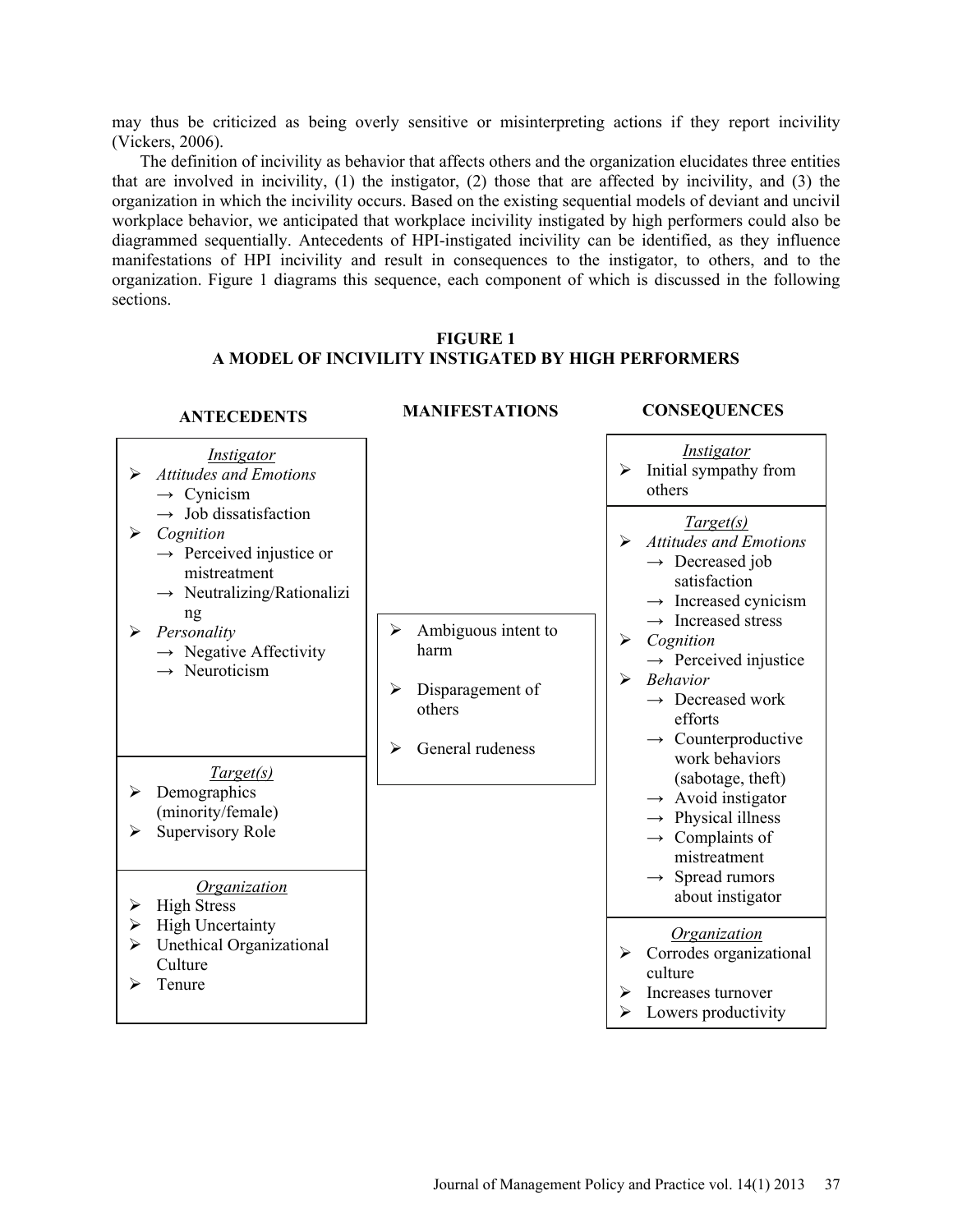may thus be criticized as being overly sensitive or misinterpreting actions if they report incivility (Vickers, 2006).

The definition of incivility as behavior that affects others and the organization elucidates three entities that are involved in incivility, (1) the instigator, (2) those that are affected by incivility, and (3) the organization in which the incivility occurs. Based on the existing sequential models of deviant and uncivil workplace behavior, we anticipated that workplace incivility instigated by high performers could also be diagrammed sequentially. Antecedents of HPI-instigated incivility can be identified, as they influence manifestations of HPI incivility and result in consequences to the instigator, to others, and to the organization. Figure 1 diagrams this sequence, each component of which is discussed in the following sections.

**FIGURE 1**
**A MODEL OF INCIVILITY INSTIGATED BY HIGH PERFORMERS**

| ANTECEDENTS | MANIFESTATIONS | CONSEQUENCES |
|---|---|---|
| *Instigator*<br>➢ *Attitudes and Emotions*<br>→ Cynicism<br>→ Job dissatisfaction<br>➢ *Cognition*<br>→ Perceived injustice or mistreatment<br>→ Neutralizing/Rationalizing<br>➢ *Personality*<br>→ Negative Affectivity<br>→ Neuroticism | ➢ Ambiguous intent to harm<br>➢ Disparagement of others<br>➢ General rudeness | *Instigator*<br>➢ Initial sympathy from others |
| *Target(s)*<br>➢ Demographics (minority/female)<br>➢ Supervisory Role | | *Target(s)*<br>➢ *Attitudes and Emotions*<br>→ Decreased job satisfaction<br>→ Increased cynicism<br>→ Increased stress<br>➢ *Cognition*<br>→ Perceived injustice<br>➢ *Behavior*<br>→ Decreased work efforts<br>→ Counterproductive work behaviors (sabotage, theft)<br>→ Avoid instigator<br>→ Physical illness<br>→ Complaints of mistreatment<br>→ Spread rumors about instigator |
| *Organization*<br>➢ High Stress<br>➢ High Uncertainty<br>➢ Unethical Organizational Culture<br>➢ Tenure | | *Organization*<br>➢ Corrodes organizational culture<br>➢ Increases turnover<br>➢ Lowers productivity |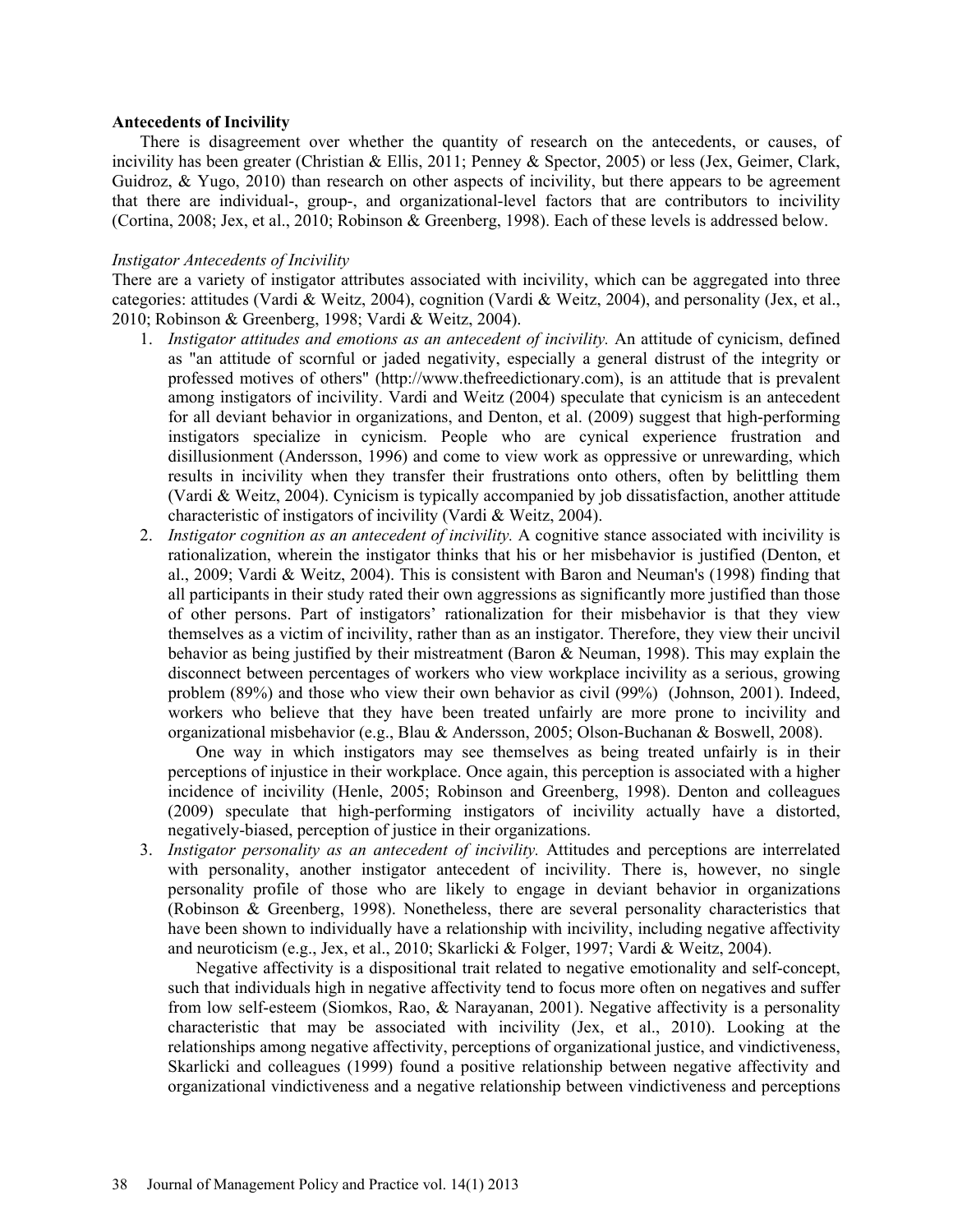**Antecedents of Incivility**

There is disagreement over whether the quantity of research on the antecedents, or causes, of incivility has been greater (Christian & Ellis, 2011; Penney & Spector, 2005) or less (Jex, Geimer, Clark, Guidroz, & Yugo, 2010) than research on other aspects of incivility, but there appears to be agreement that there are individual-, group-, and organizational-level factors that are contributors to incivility (Cortina, 2008; Jex, et al., 2010; Robinson & Greenberg, 1998). Each of these levels is addressed below.

*Instigator Antecedents of Incivility*

There are a variety of instigator attributes associated with incivility, which can be aggregated into three categories: attitudes (Vardi & Weitz, 2004), cognition (Vardi & Weitz, 2004), and personality (Jex, et al., 2010; Robinson & Greenberg, 1998; Vardi & Weitz, 2004).

1. *Instigator attitudes and emotions as an antecedent of incivility.* An attitude of cynicism, defined as "an attitude of scornful or jaded negativity, especially a general distrust of the integrity or professed motives of others" (http://www.thefreedictionary.com), is an attitude that is prevalent among instigators of incivility. Vardi and Weitz (2004) speculate that cynicism is an antecedent for all deviant behavior in organizations, and Denton, et al. (2009) suggest that high-performing instigators specialize in cynicism. People who are cynical experience frustration and disillusionment (Andersson, 1996) and come to view work as oppressive or unrewarding, which results in incivility when they transfer their frustrations onto others, often by belittling them (Vardi & Weitz, 2004). Cynicism is typically accompanied by job dissatisfaction, another attitude characteristic of instigators of incivility (Vardi & Weitz, 2004).
2. *Instigator cognition as an antecedent of incivility.* A cognitive stance associated with incivility is rationalization, wherein the instigator thinks that his or her misbehavior is justified (Denton, et al., 2009; Vardi & Weitz, 2004). This is consistent with Baron and Neuman's (1998) finding that all participants in their study rated their own aggressions as significantly more justified than those of other persons. Part of instigators' rationalization for their misbehavior is that they view themselves as a victim of incivility, rather than as an instigator. Therefore, they view their uncivil behavior as being justified by their mistreatment (Baron & Neuman, 1998). This may explain the disconnect between percentages of workers who view workplace incivility as a serious, growing problem (89%) and those who view their own behavior as civil (99%) (Johnson, 2001). Indeed, workers who believe that they have been treated unfairly are more prone to incivility and organizational misbehavior (e.g., Blau & Andersson, 2005; Olson-Buchanan & Boswell, 2008).

   One way in which instigators may see themselves as being treated unfairly is in their perceptions of injustice in their workplace. Once again, this perception is associated with a higher incidence of incivility (Henle, 2005; Robinson and Greenberg, 1998). Denton and colleagues (2009) speculate that high-performing instigators of incivility actually have a distorted, negatively-biased, perception of justice in their organizations.
3. *Instigator personality as an antecedent of incivility.* Attitudes and perceptions are interrelated with personality, another instigator antecedent of incivility. There is, however, no single personality profile of those who are likely to engage in deviant behavior in organizations (Robinson & Greenberg, 1998). Nonetheless, there are several personality characteristics that have been shown to individually have a relationship with incivility, including negative affectivity and neuroticism (e.g., Jex, et al., 2010; Skarlicki & Folger, 1997; Vardi & Weitz, 2004).

   Negative affectivity is a dispositional trait related to negative emotionality and self-concept, such that individuals high in negative affectivity tend to focus more often on negatives and suffer from low self-esteem (Siomkos, Rao, & Narayanan, 2001). Negative affectivity is a personality characteristic that may be associated with incivility (Jex, et al., 2010). Looking at the relationships among negative affectivity, perceptions of organizational justice, and vindictiveness, Skarlicki and colleagues (1999) found a positive relationship between negative affectivity and organizational vindictiveness and a negative relationship between vindictiveness and perceptions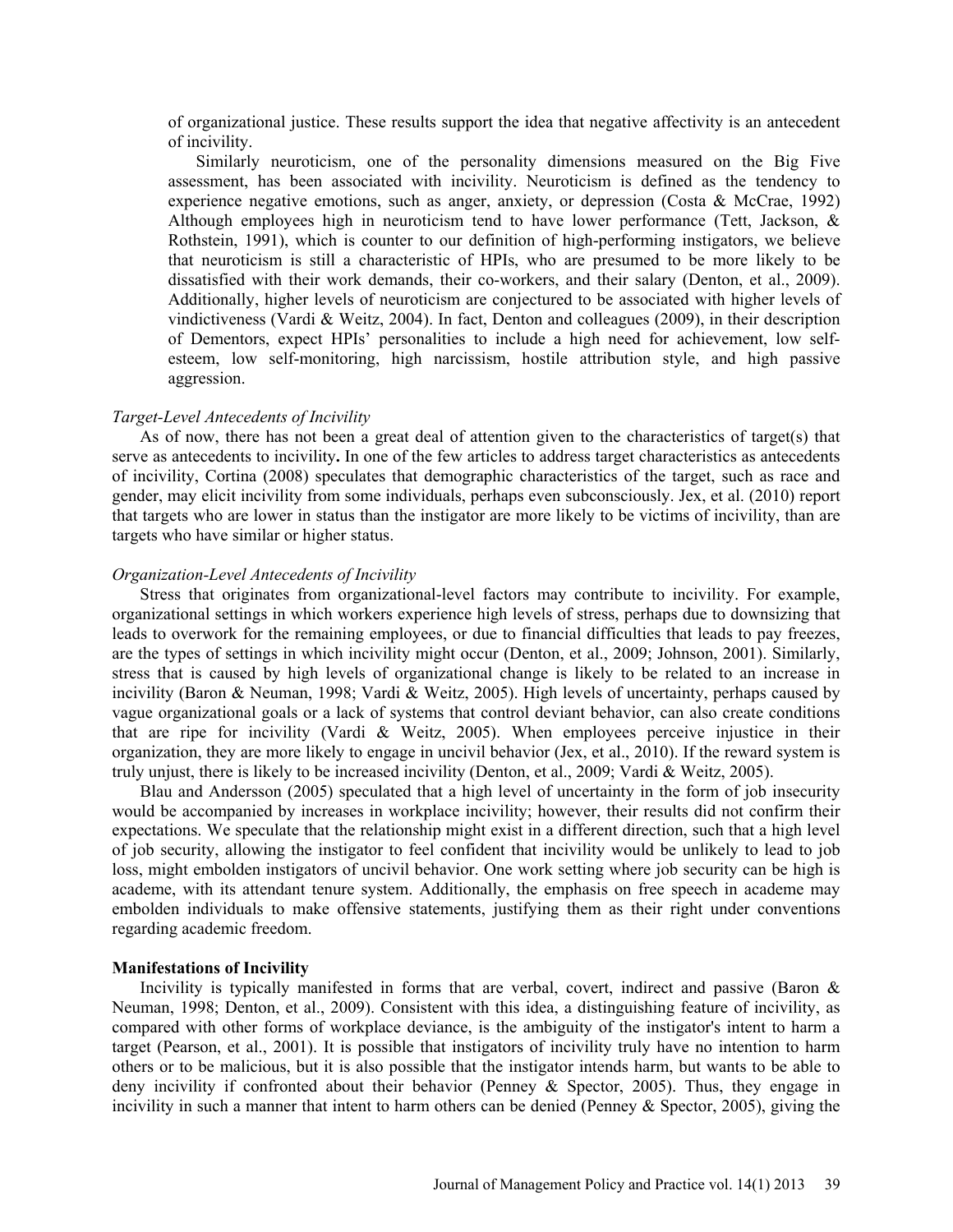of organizational justice. These results support the idea that negative affectivity is an antecedent of incivility.

Similarly neuroticism, one of the personality dimensions measured on the Big Five assessment, has been associated with incivility. Neuroticism is defined as the tendency to experience negative emotions, such as anger, anxiety, or depression (Costa & McCrae, 1992) Although employees high in neuroticism tend to have lower performance (Tett, Jackson, & Rothstein, 1991), which is counter to our definition of high-performing instigators, we believe that neuroticism is still a characteristic of HPIs, who are presumed to be more likely to be dissatisfied with their work demands, their co-workers, and their salary (Denton, et al., 2009). Additionally, higher levels of neuroticism are conjectured to be associated with higher levels of vindictiveness (Vardi & Weitz, 2004). In fact, Denton and colleagues (2009), in their description of Dementors, expect HPIs' personalities to include a high need for achievement, low self-esteem, low self-monitoring, high narcissism, hostile attribution style, and high passive aggression.

*Target-Level Antecedents of Incivility*

As of now, there has not been a great deal of attention given to the characteristics of target(s) that serve as antecedents to incivility**.** In one of the few articles to address target characteristics as antecedents of incivility, Cortina (2008) speculates that demographic characteristics of the target, such as race and gender, may elicit incivility from some individuals, perhaps even subconsciously. Jex, et al. (2010) report that targets who are lower in status than the instigator are more likely to be victims of incivility, than are targets who have similar or higher status.

*Organization-Level Antecedents of Incivility*

Stress that originates from organizational-level factors may contribute to incivility. For example, organizational settings in which workers experience high levels of stress, perhaps due to downsizing that leads to overwork for the remaining employees, or due to financial difficulties that leads to pay freezes, are the types of settings in which incivility might occur (Denton, et al., 2009; Johnson, 2001). Similarly, stress that is caused by high levels of organizational change is likely to be related to an increase in incivility (Baron & Neuman, 1998; Vardi & Weitz, 2005). High levels of uncertainty, perhaps caused by vague organizational goals or a lack of systems that control deviant behavior, can also create conditions that are ripe for incivility (Vardi & Weitz, 2005). When employees perceive injustice in their organization, they are more likely to engage in uncivil behavior (Jex, et al., 2010). If the reward system is truly unjust, there is likely to be increased incivility (Denton, et al., 2009; Vardi & Weitz, 2005).

Blau and Andersson (2005) speculated that a high level of uncertainty in the form of job insecurity would be accompanied by increases in workplace incivility; however, their results did not confirm their expectations. We speculate that the relationship might exist in a different direction, such that a high level of job security, allowing the instigator to feel confident that incivility would be unlikely to lead to job loss, might embolden instigators of uncivil behavior. One work setting where job security can be high is academe, with its attendant tenure system. Additionally, the emphasis on free speech in academe may embolden individuals to make offensive statements, justifying them as their right under conventions regarding academic freedom.

**Manifestations of Incivility**

Incivility is typically manifested in forms that are verbal, covert, indirect and passive (Baron & Neuman, 1998; Denton, et al., 2009). Consistent with this idea, a distinguishing feature of incivility, as compared with other forms of workplace deviance, is the ambiguity of the instigator's intent to harm a target (Pearson, et al., 2001). It is possible that instigators of incivility truly have no intention to harm others or to be malicious, but it is also possible that the instigator intends harm, but wants to be able to deny incivility if confronted about their behavior (Penney & Spector, 2005). Thus, they engage in incivility in such a manner that intent to harm others can be denied (Penney & Spector, 2005), giving the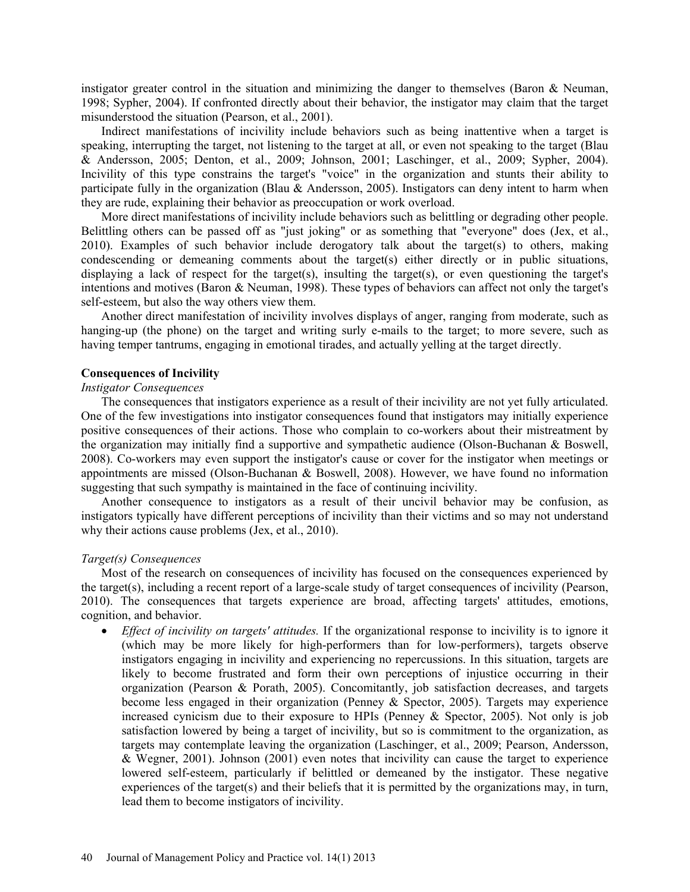instigator greater control in the situation and minimizing the danger to themselves (Baron & Neuman, 1998; Sypher, 2004). If confronted directly about their behavior, the instigator may claim that the target misunderstood the situation (Pearson, et al., 2001).

Indirect manifestations of incivility include behaviors such as being inattentive when a target is speaking, interrupting the target, not listening to the target at all, or even not speaking to the target (Blau & Andersson, 2005; Denton, et al., 2009; Johnson, 2001; Laschinger, et al., 2009; Sypher, 2004). Incivility of this type constrains the target's "voice" in the organization and stunts their ability to participate fully in the organization (Blau & Andersson, 2005). Instigators can deny intent to harm when they are rude, explaining their behavior as preoccupation or work overload.

More direct manifestations of incivility include behaviors such as belittling or degrading other people. Belittling others can be passed off as "just joking" or as something that "everyone" does (Jex, et al., 2010). Examples of such behavior include derogatory talk about the target(s) to others, making condescending or demeaning comments about the target(s) either directly or in public situations, displaying a lack of respect for the target(s), insulting the target(s), or even questioning the target's intentions and motives (Baron & Neuman, 1998). These types of behaviors can affect not only the target's self-esteem, but also the way others view them.

Another direct manifestation of incivility involves displays of anger, ranging from moderate, such as hanging-up (the phone) on the target and writing surly e-mails to the target; to more severe, such as having temper tantrums, engaging in emotional tirades, and actually yelling at the target directly.

**Consequences of Incivility**

*Instigator Consequences*

The consequences that instigators experience as a result of their incivility are not yet fully articulated. One of the few investigations into instigator consequences found that instigators may initially experience positive consequences of their actions. Those who complain to co-workers about their mistreatment by the organization may initially find a supportive and sympathetic audience (Olson-Buchanan & Boswell, 2008). Co-workers may even support the instigator's cause or cover for the instigator when meetings or appointments are missed (Olson-Buchanan & Boswell, 2008). However, we have found no information suggesting that such sympathy is maintained in the face of continuing incivility.

Another consequence to instigators as a result of their uncivil behavior may be confusion, as instigators typically have different perceptions of incivility than their victims and so may not understand why their actions cause problems (Jex, et al., 2010).

*Target(s) Consequences*

Most of the research on consequences of incivility has focused on the consequences experienced by the target(s), including a recent report of a large-scale study of target consequences of incivility (Pearson, 2010). The consequences that targets experience are broad, affecting targets' attitudes, emotions, cognition, and behavior.

- *Effect of incivility on targets' attitudes.* If the organizational response to incivility is to ignore it (which may be more likely for high-performers than for low-performers), targets observe instigators engaging in incivility and experiencing no repercussions. In this situation, targets are likely to become frustrated and form their own perceptions of injustice occurring in their organization (Pearson & Porath, 2005). Concomitantly, job satisfaction decreases, and targets become less engaged in their organization (Penney & Spector, 2005). Targets may experience increased cynicism due to their exposure to HPIs (Penney & Spector, 2005). Not only is job satisfaction lowered by being a target of incivility, but so is commitment to the organization, as targets may contemplate leaving the organization (Laschinger, et al., 2009; Pearson, Andersson, & Wegner, 2001). Johnson (2001) even notes that incivility can cause the target to experience lowered self-esteem, particularly if belittled or demeaned by the instigator. These negative experiences of the target(s) and their beliefs that it is permitted by the organizations may, in turn, lead them to become instigators of incivility.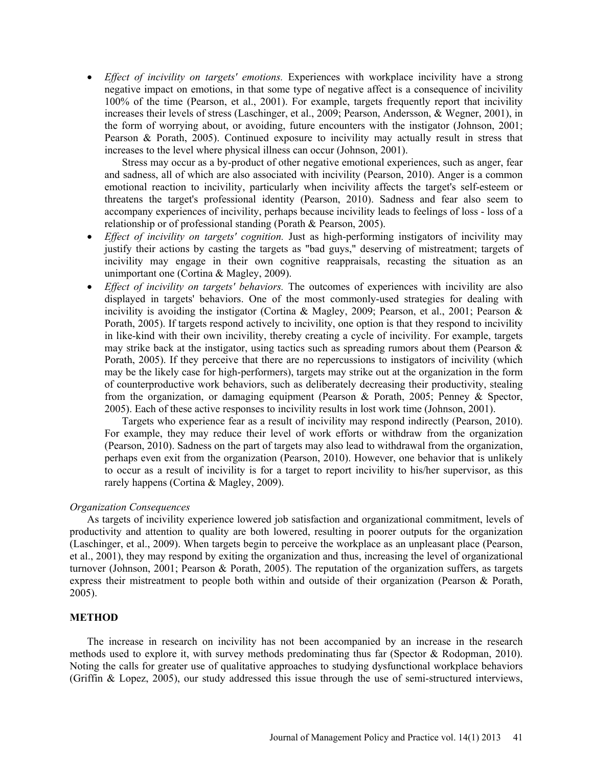- *Effect of incivility on targets' emotions.* Experiences with workplace incivility have a strong negative impact on emotions, in that some type of negative affect is a consequence of incivility 100% of the time (Pearson, et al., 2001). For example, targets frequently report that incivility increases their levels of stress (Laschinger, et al., 2009; Pearson, Andersson, & Wegner, 2001), in the form of worrying about, or avoiding, future encounters with the instigator (Johnson, 2001; Pearson & Porath, 2005). Continued exposure to incivility may actually result in stress that increases to the level where physical illness can occur (Johnson, 2001).

  Stress may occur as a by-product of other negative emotional experiences, such as anger, fear and sadness, all of which are also associated with incivility (Pearson, 2010). Anger is a common emotional reaction to incivility, particularly when incivility affects the target's self-esteem or threatens the target's professional identity (Pearson, 2010). Sadness and fear also seem to accompany experiences of incivility, perhaps because incivility leads to feelings of loss - loss of a relationship or of professional standing (Porath & Pearson, 2005).
- *Effect of incivility on targets' cognition.* Just as high-performing instigators of incivility may justify their actions by casting the targets as "bad guys," deserving of mistreatment; targets of incivility may engage in their own cognitive reappraisals, recasting the situation as an unimportant one (Cortina & Magley, 2009).
- *Effect of incivility on targets' behaviors.* The outcomes of experiences with incivility are also displayed in targets' behaviors. One of the most commonly-used strategies for dealing with incivility is avoiding the instigator (Cortina & Magley, 2009; Pearson, et al., 2001; Pearson & Porath, 2005). If targets respond actively to incivility, one option is that they respond to incivility in like-kind with their own incivility, thereby creating a cycle of incivility. For example, targets may strike back at the instigator, using tactics such as spreading rumors about them (Pearson & Porath, 2005). If they perceive that there are no repercussions to instigators of incivility (which may be the likely case for high-performers), targets may strike out at the organization in the form of counterproductive work behaviors, such as deliberately decreasing their productivity, stealing from the organization, or damaging equipment (Pearson & Porath, 2005; Penney & Spector, 2005). Each of these active responses to incivility results in lost work time (Johnson, 2001).

  Targets who experience fear as a result of incivility may respond indirectly (Pearson, 2010). For example, they may reduce their level of work efforts or withdraw from the organization (Pearson, 2010). Sadness on the part of targets may also lead to withdrawal from the organization, perhaps even exit from the organization (Pearson, 2010). However, one behavior that is unlikely to occur as a result of incivility is for a target to report incivility to his/her supervisor, as this rarely happens (Cortina & Magley, 2009).

*Organization Consequences*

As targets of incivility experience lowered job satisfaction and organizational commitment, levels of productivity and attention to quality are both lowered, resulting in poorer outputs for the organization (Laschinger, et al., 2009). When targets begin to perceive the workplace as an unpleasant place (Pearson, et al., 2001), they may respond by exiting the organization and thus, increasing the level of organizational turnover (Johnson, 2001; Pearson & Porath, 2005). The reputation of the organization suffers, as targets express their mistreatment to people both within and outside of their organization (Pearson & Porath, 2005).

## METHOD

The increase in research on incivility has not been accompanied by an increase in the research methods used to explore it, with survey methods predominating thus far (Spector & Rodopman, 2010). Noting the calls for greater use of qualitative approaches to studying dysfunctional workplace behaviors (Griffin & Lopez, 2005), our study addressed this issue through the use of semi-structured interviews,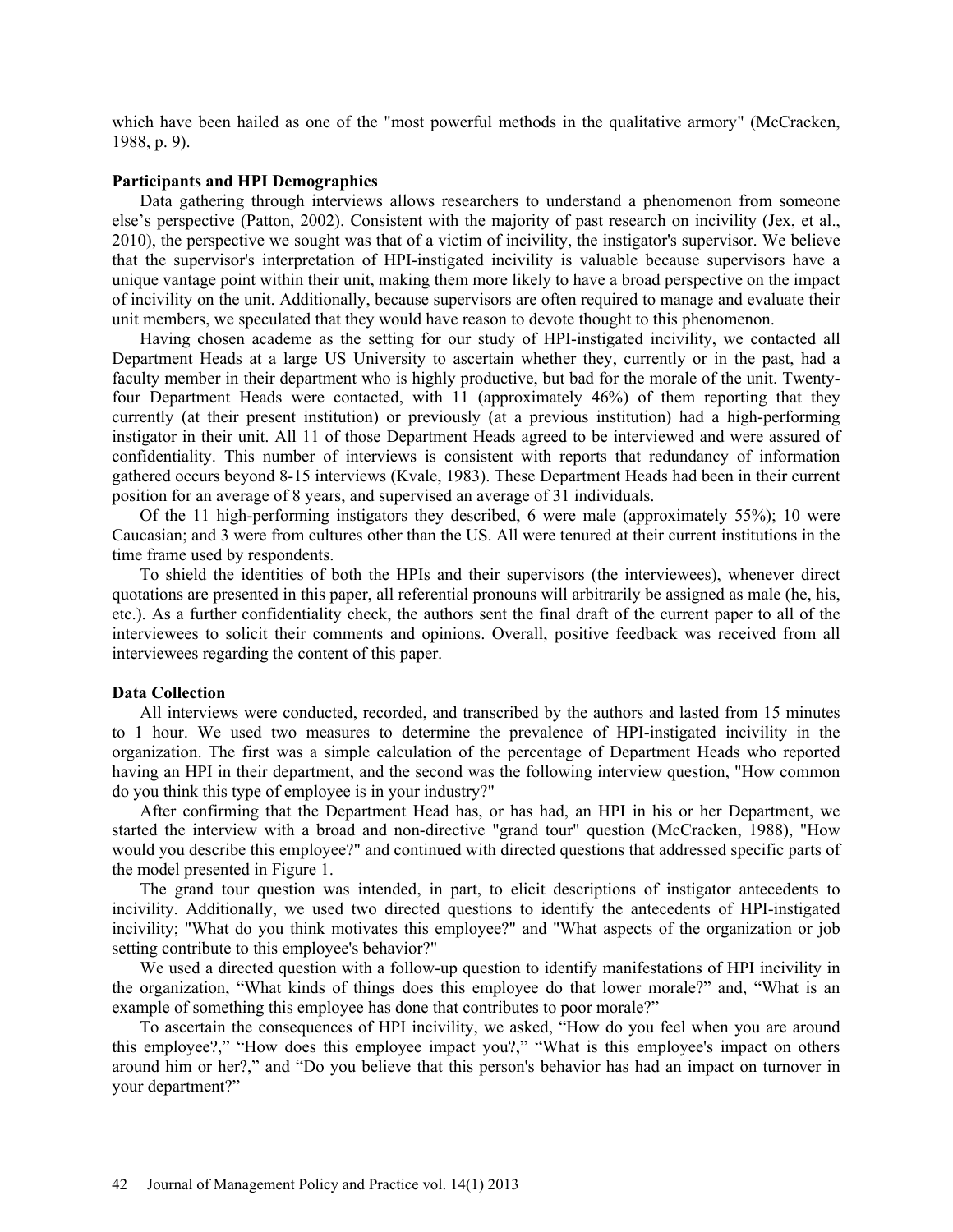which have been hailed as one of the "most powerful methods in the qualitative armory" (McCracken, 1988, p. 9).

**Participants and HPI Demographics**

Data gathering through interviews allows researchers to understand a phenomenon from someone else's perspective (Patton, 2002). Consistent with the majority of past research on incivility (Jex, et al., 2010), the perspective we sought was that of a victim of incivility, the instigator's supervisor. We believe that the supervisor's interpretation of HPI-instigated incivility is valuable because supervisors have a unique vantage point within their unit, making them more likely to have a broad perspective on the impact of incivility on the unit. Additionally, because supervisors are often required to manage and evaluate their unit members, we speculated that they would have reason to devote thought to this phenomenon.

Having chosen academe as the setting for our study of HPI-instigated incivility, we contacted all Department Heads at a large US University to ascertain whether they, currently or in the past, had a faculty member in their department who is highly productive, but bad for the morale of the unit. Twenty-four Department Heads were contacted, with 11 (approximately 46%) of them reporting that they currently (at their present institution) or previously (at a previous institution) had a high-performing instigator in their unit. All 11 of those Department Heads agreed to be interviewed and were assured of confidentiality. This number of interviews is consistent with reports that redundancy of information gathered occurs beyond 8-15 interviews (Kvale, 1983). These Department Heads had been in their current position for an average of 8 years, and supervised an average of 31 individuals.

Of the 11 high-performing instigators they described, 6 were male (approximately 55%); 10 were Caucasian; and 3 were from cultures other than the US. All were tenured at their current institutions in the time frame used by respondents.

To shield the identities of both the HPIs and their supervisors (the interviewees), whenever direct quotations are presented in this paper, all referential pronouns will arbitrarily be assigned as male (he, his, etc.). As a further confidentiality check, the authors sent the final draft of the current paper to all of the interviewees to solicit their comments and opinions. Overall, positive feedback was received from all interviewees regarding the content of this paper.

**Data Collection**

All interviews were conducted, recorded, and transcribed by the authors and lasted from 15 minutes to 1 hour. We used two measures to determine the prevalence of HPI-instigated incivility in the organization. The first was a simple calculation of the percentage of Department Heads who reported having an HPI in their department, and the second was the following interview question, "How common do you think this type of employee is in your industry?"

After confirming that the Department Head has, or has had, an HPI in his or her Department, we started the interview with a broad and non-directive "grand tour" question (McCracken, 1988), "How would you describe this employee?" and continued with directed questions that addressed specific parts of the model presented in Figure 1.

The grand tour question was intended, in part, to elicit descriptions of instigator antecedents to incivility. Additionally, we used two directed questions to identify the antecedents of HPI-instigated incivility; "What do you think motivates this employee?" and "What aspects of the organization or job setting contribute to this employee's behavior?"

We used a directed question with a follow-up question to identify manifestations of HPI incivility in the organization, "What kinds of things does this employee do that lower morale?" and, "What is an example of something this employee has done that contributes to poor morale?"

To ascertain the consequences of HPI incivility, we asked, "How do you feel when you are around this employee?," "How does this employee impact you?," "What is this employee's impact on others around him or her?," and "Do you believe that this person's behavior has had an impact on turnover in your department?"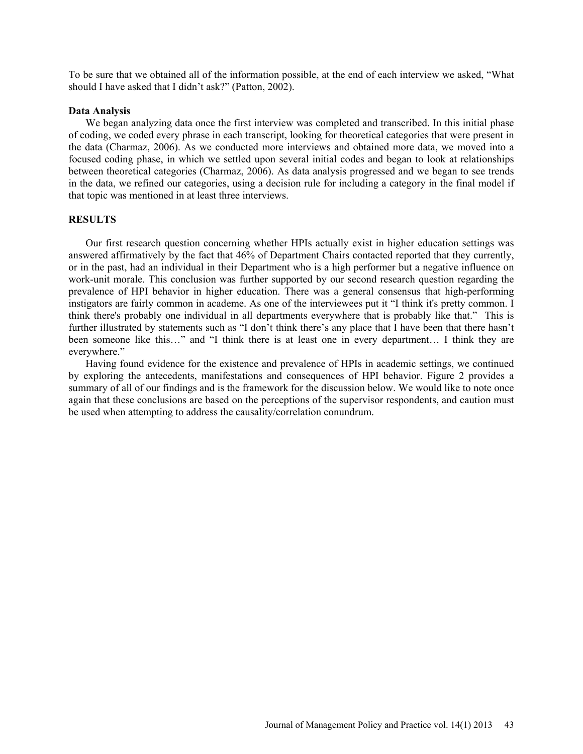To be sure that we obtained all of the information possible, at the end of each interview we asked, "What should I have asked that I didn't ask?" (Patton, 2002).

**Data Analysis**

We began analyzing data once the first interview was completed and transcribed. In this initial phase of coding, we coded every phrase in each transcript, looking for theoretical categories that were present in the data (Charmaz, 2006). As we conducted more interviews and obtained more data, we moved into a focused coding phase, in which we settled upon several initial codes and began to look at relationships between theoretical categories (Charmaz, 2006). As data analysis progressed and we began to see trends in the data, we refined our categories, using a decision rule for including a category in the final model if that topic was mentioned in at least three interviews.

## RESULTS

Our first research question concerning whether HPIs actually exist in higher education settings was answered affirmatively by the fact that 46% of Department Chairs contacted reported that they currently, or in the past, had an individual in their Department who is a high performer but a negative influence on work-unit morale. This conclusion was further supported by our second research question regarding the prevalence of HPI behavior in higher education. There was a general consensus that high-performing instigators are fairly common in academe. As one of the interviewees put it "I think it's pretty common. I think there's probably one individual in all departments everywhere that is probably like that." This is further illustrated by statements such as "I don't think there's any place that I have been that there hasn't been someone like this…" and "I think there is at least one in every department… I think they are everywhere."

Having found evidence for the existence and prevalence of HPIs in academic settings, we continued by exploring the antecedents, manifestations and consequences of HPI behavior. Figure 2 provides a summary of all of our findings and is the framework for the discussion below. We would like to note once again that these conclusions are based on the perceptions of the supervisor respondents, and caution must be used when attempting to address the causality/correlation conundrum.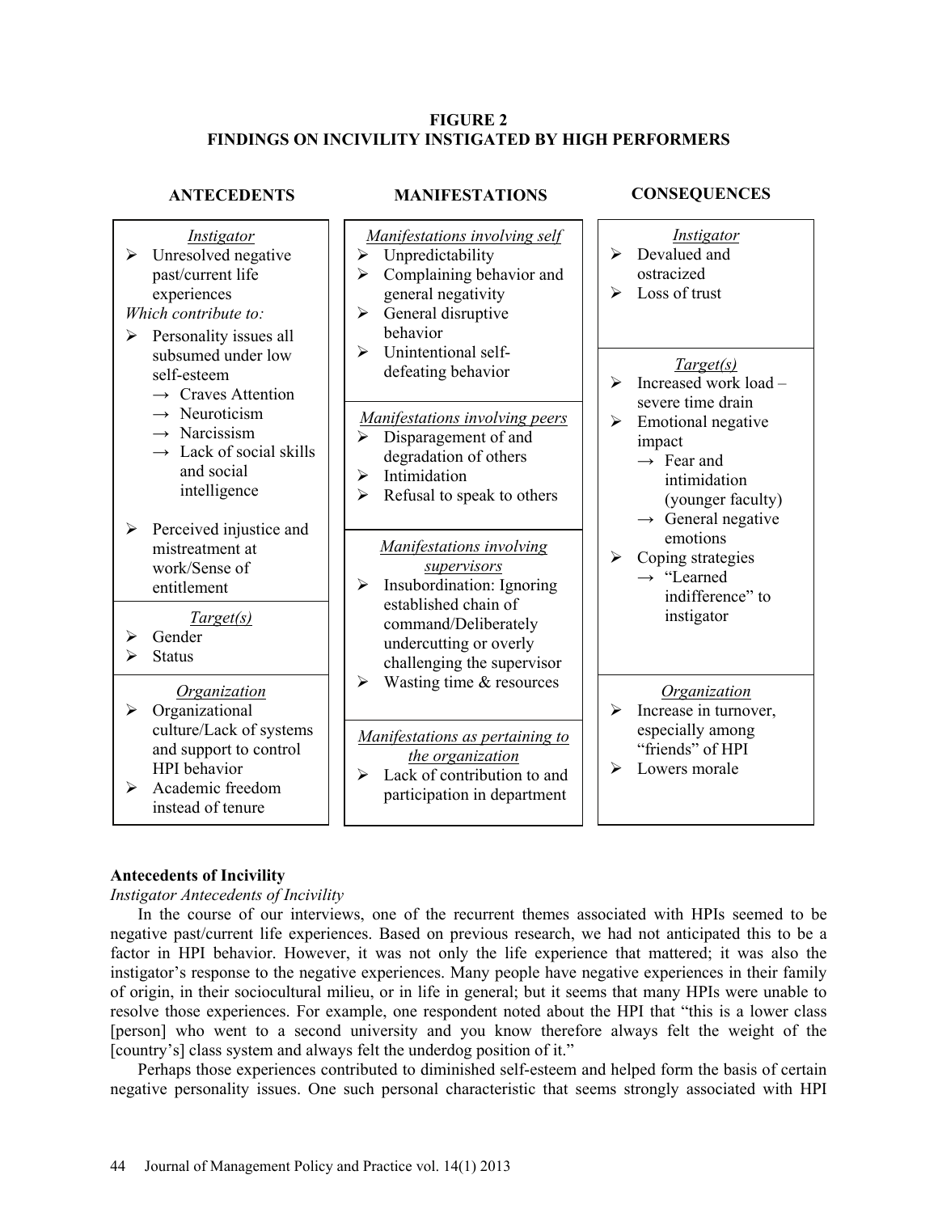**FIGURE 2**
**FINDINGS ON INCIVILITY INSTIGATED BY HIGH PERFORMERS**

| ANTECEDENTS | MANIFESTATIONS | CONSEQUENCES |
|---|---|---|
| *Instigator*<br>➢ Unresolved negative past/current life experiences<br>*Which contribute to:*<br>➢ Personality issues all subsumed under low self-esteem<br>→ Craves Attention<br>→ Neuroticism<br>→ Narcissism<br>→ Lack of social skills and social intelligence<br>➢ Perceived injustice and mistreatment at work/Sense of entitlement | *Manifestations involving self*<br>➢ Unpredictability<br>➢ Complaining behavior and general negativity<br>➢ General disruptive behavior<br>➢ Unintentional self-defeating behavior | *Instigator*<br>➢ Devalued and ostracized<br>➢ Loss of trust |
| *Target(s)*<br>➢ Gender<br>➢ Status | *Manifestations involving peers*<br>➢ Disparagement of and degradation of others<br>➢ Intimidation<br>➢ Refusal to speak to others | *Target(s)*<br>➢ Increased work load – severe time drain<br>➢ Emotional negative impact<br>→ Fear and intimidation (younger faculty)<br>→ General negative emotions<br>➢ Coping strategies<br>→ "Learned indifference" to instigator |
| *Organization*<br>➢ Organizational culture/Lack of systems and support to control HPI behavior<br>➢ Academic freedom instead of tenure | *Manifestations involving supervisors*<br>➢ Insubordination: Ignoring established chain of command/Deliberately undercutting or overly challenging the supervisor<br>➢ Wasting time & resources<br><br>*Manifestations as pertaining to the organization*<br>➢ Lack of contribution to and participation in department | *Organization*<br>➢ Increase in turnover, especially among "friends" of HPI<br>➢ Lowers morale |

## Antecedents of Incivility

*Instigator Antecedents of Incivility*

In the course of our interviews, one of the recurrent themes associated with HPIs seemed to be negative past/current life experiences. Based on previous research, we had not anticipated this to be a factor in HPI behavior. However, it was not only the life experience that mattered; it was also the instigator's response to the negative experiences. Many people have negative experiences in their family of origin, in their sociocultural milieu, or in life in general; but it seems that many HPIs were unable to resolve those experiences. For example, one respondent noted about the HPI that "this is a lower class [person] who went to a second university and you know therefore always felt the weight of the [country's] class system and always felt the underdog position of it."

Perhaps those experiences contributed to diminished self-esteem and helped form the basis of certain negative personality issues. One such personal characteristic that seems strongly associated with HPI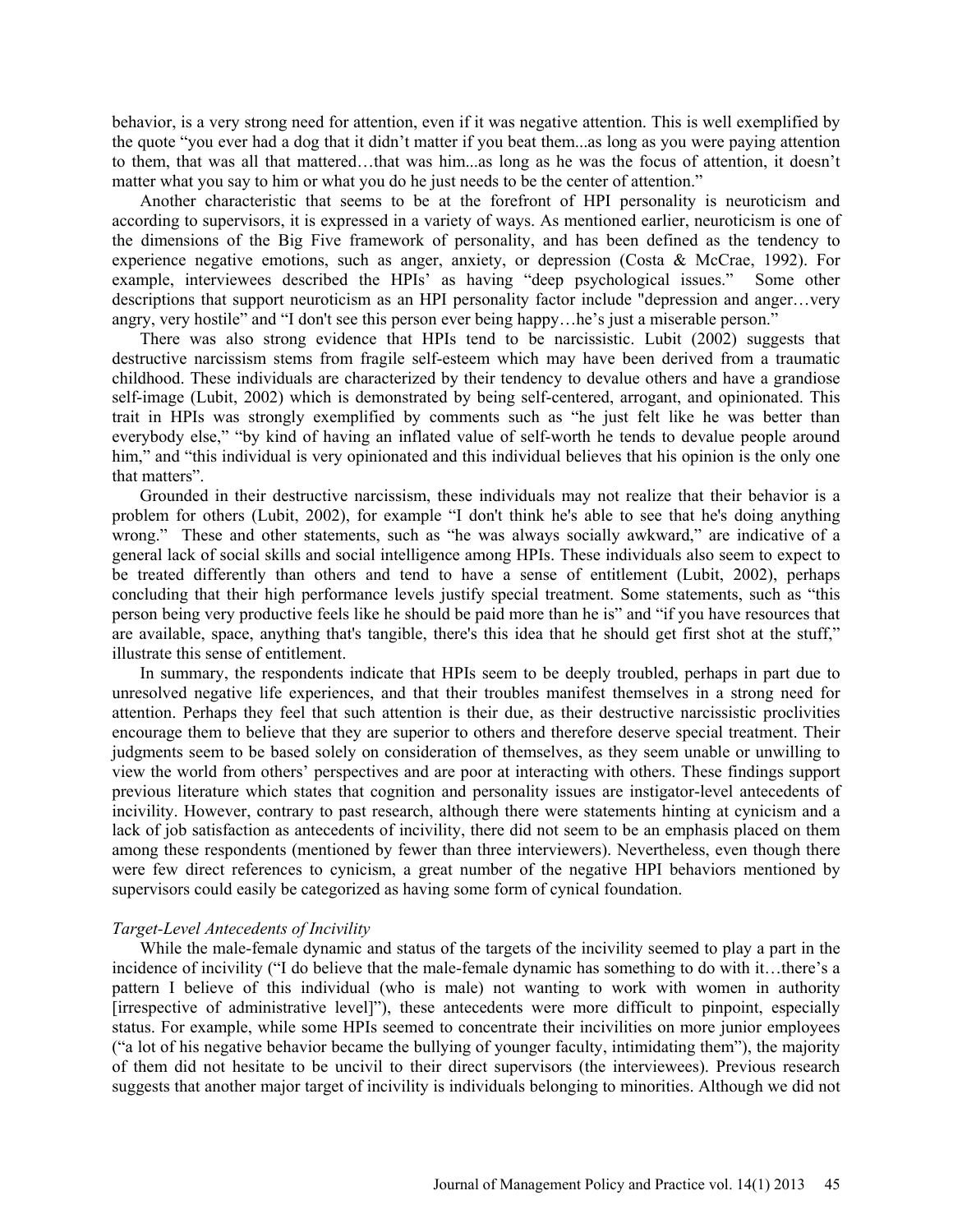behavior, is a very strong need for attention, even if it was negative attention. This is well exemplified by the quote "you ever had a dog that it didn't matter if you beat them...as long as you were paying attention to them, that was all that mattered…that was him...as long as he was the focus of attention, it doesn't matter what you say to him or what you do he just needs to be the center of attention."

Another characteristic that seems to be at the forefront of HPI personality is neuroticism and according to supervisors, it is expressed in a variety of ways. As mentioned earlier, neuroticism is one of the dimensions of the Big Five framework of personality, and has been defined as the tendency to experience negative emotions, such as anger, anxiety, or depression (Costa & McCrae, 1992). For example, interviewees described the HPIs' as having "deep psychological issues." Some other descriptions that support neuroticism as an HPI personality factor include "depression and anger…very angry, very hostile" and "I don't see this person ever being happy…he's just a miserable person."

There was also strong evidence that HPIs tend to be narcissistic. Lubit (2002) suggests that destructive narcissism stems from fragile self-esteem which may have been derived from a traumatic childhood. These individuals are characterized by their tendency to devalue others and have a grandiose self-image (Lubit, 2002) which is demonstrated by being self-centered, arrogant, and opinionated. This trait in HPIs was strongly exemplified by comments such as "he just felt like he was better than everybody else," "by kind of having an inflated value of self-worth he tends to devalue people around him," and "this individual is very opinionated and this individual believes that his opinion is the only one that matters".

Grounded in their destructive narcissism, these individuals may not realize that their behavior is a problem for others (Lubit, 2002), for example "I don't think he's able to see that he's doing anything wrong." These and other statements, such as "he was always socially awkward," are indicative of a general lack of social skills and social intelligence among HPIs. These individuals also seem to expect to be treated differently than others and tend to have a sense of entitlement (Lubit, 2002), perhaps concluding that their high performance levels justify special treatment. Some statements, such as "this person being very productive feels like he should be paid more than he is" and "if you have resources that are available, space, anything that's tangible, there's this idea that he should get first shot at the stuff," illustrate this sense of entitlement.

In summary, the respondents indicate that HPIs seem to be deeply troubled, perhaps in part due to unresolved negative life experiences, and that their troubles manifest themselves in a strong need for attention. Perhaps they feel that such attention is their due, as their destructive narcissistic proclivities encourage them to believe that they are superior to others and therefore deserve special treatment. Their judgments seem to be based solely on consideration of themselves, as they seem unable or unwilling to view the world from others' perspectives and are poor at interacting with others. These findings support previous literature which states that cognition and personality issues are instigator-level antecedents of incivility. However, contrary to past research, although there were statements hinting at cynicism and a lack of job satisfaction as antecedents of incivility, there did not seem to be an emphasis placed on them among these respondents (mentioned by fewer than three interviewers). Nevertheless, even though there were few direct references to cynicism, a great number of the negative HPI behaviors mentioned by supervisors could easily be categorized as having some form of cynical foundation.

*Target-Level Antecedents of Incivility*

While the male-female dynamic and status of the targets of the incivility seemed to play a part in the incidence of incivility ("I do believe that the male-female dynamic has something to do with it…there's a pattern I believe of this individual (who is male) not wanting to work with women in authority [irrespective of administrative level]"), these antecedents were more difficult to pinpoint, especially status. For example, while some HPIs seemed to concentrate their incivilities on more junior employees ("a lot of his negative behavior became the bullying of younger faculty, intimidating them"), the majority of them did not hesitate to be uncivil to their direct supervisors (the interviewees). Previous research suggests that another major target of incivility is individuals belonging to minorities. Although we did not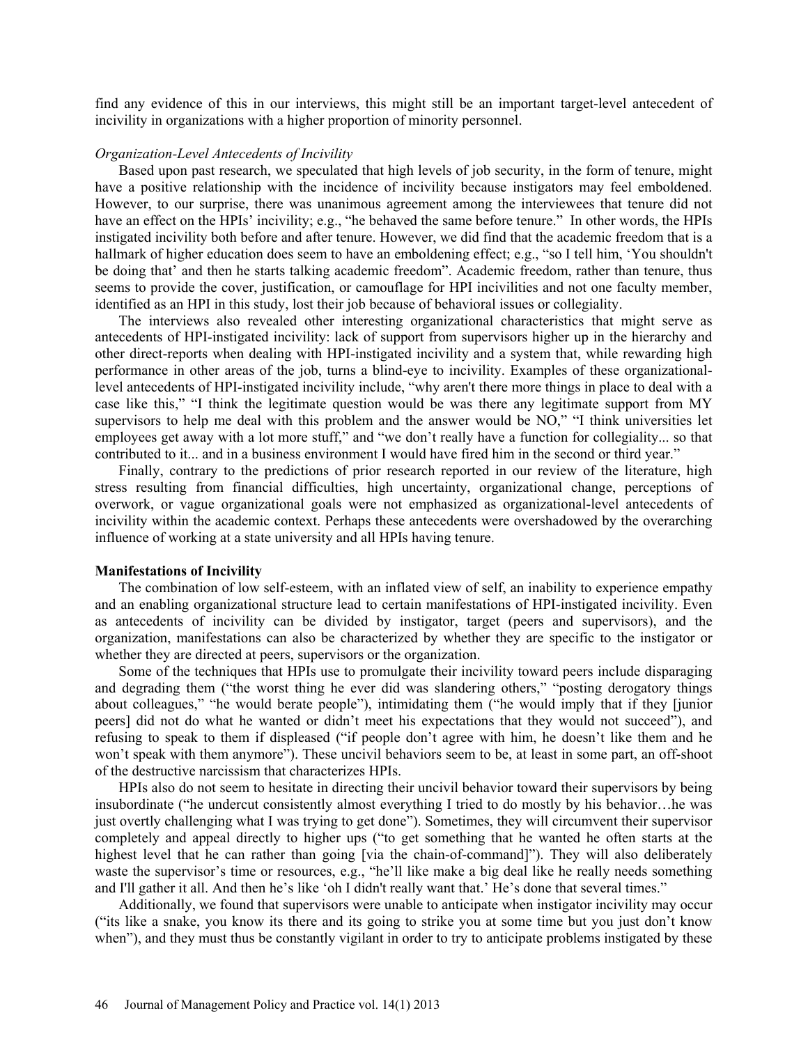find any evidence of this in our interviews, this might still be an important target-level antecedent of incivility in organizations with a higher proportion of minority personnel.

*Organization-Level Antecedents of Incivility*

Based upon past research, we speculated that high levels of job security, in the form of tenure, might have a positive relationship with the incidence of incivility because instigators may feel emboldened. However, to our surprise, there was unanimous agreement among the interviewees that tenure did not have an effect on the HPIs' incivility; e.g., "he behaved the same before tenure." In other words, the HPIs instigated incivility both before and after tenure. However, we did find that the academic freedom that is a hallmark of higher education does seem to have an emboldening effect; e.g., "so I tell him, 'You shouldn't be doing that' and then he starts talking academic freedom". Academic freedom, rather than tenure, thus seems to provide the cover, justification, or camouflage for HPI incivilities and not one faculty member, identified as an HPI in this study, lost their job because of behavioral issues or collegiality.

The interviews also revealed other interesting organizational characteristics that might serve as antecedents of HPI-instigated incivility: lack of support from supervisors higher up in the hierarchy and other direct-reports when dealing with HPI-instigated incivility and a system that, while rewarding high performance in other areas of the job, turns a blind-eye to incivility. Examples of these organizational-level antecedents of HPI-instigated incivility include, "why aren't there more things in place to deal with a case like this," "I think the legitimate question would be was there any legitimate support from MY supervisors to help me deal with this problem and the answer would be NO," "I think universities let employees get away with a lot more stuff," and "we don't really have a function for collegiality... so that contributed to it... and in a business environment I would have fired him in the second or third year."

Finally, contrary to the predictions of prior research reported in our review of the literature, high stress resulting from financial difficulties, high uncertainty, organizational change, perceptions of overwork, or vague organizational goals were not emphasized as organizational-level antecedents of incivility within the academic context. Perhaps these antecedents were overshadowed by the overarching influence of working at a state university and all HPIs having tenure.

**Manifestations of Incivility**

The combination of low self-esteem, with an inflated view of self, an inability to experience empathy and an enabling organizational structure lead to certain manifestations of HPI-instigated incivility. Even as antecedents of incivility can be divided by instigator, target (peers and supervisors), and the organization, manifestations can also be characterized by whether they are specific to the instigator or whether they are directed at peers, supervisors or the organization.

Some of the techniques that HPIs use to promulgate their incivility toward peers include disparaging and degrading them ("the worst thing he ever did was slandering others," "posting derogatory things about colleagues," "he would berate people"), intimidating them ("he would imply that if they [junior peers] did not do what he wanted or didn't meet his expectations that they would not succeed"), and refusing to speak to them if displeased ("if people don't agree with him, he doesn't like them and he won't speak with them anymore"). These uncivil behaviors seem to be, at least in some part, an off-shoot of the destructive narcissism that characterizes HPIs.

HPIs also do not seem to hesitate in directing their uncivil behavior toward their supervisors by being insubordinate ("he undercut consistently almost everything I tried to do mostly by his behavior…he was just overtly challenging what I was trying to get done"). Sometimes, they will circumvent their supervisor completely and appeal directly to higher ups ("to get something that he wanted he often starts at the highest level that he can rather than going [via the chain-of-command]"). They will also deliberately waste the supervisor's time or resources, e.g., "he'll like make a big deal like he really needs something and I'll gather it all. And then he's like 'oh I didn't really want that.' He's done that several times."

Additionally, we found that supervisors were unable to anticipate when instigator incivility may occur ("its like a snake, you know its there and its going to strike you at some time but you just don't know when"), and they must thus be constantly vigilant in order to try to anticipate problems instigated by these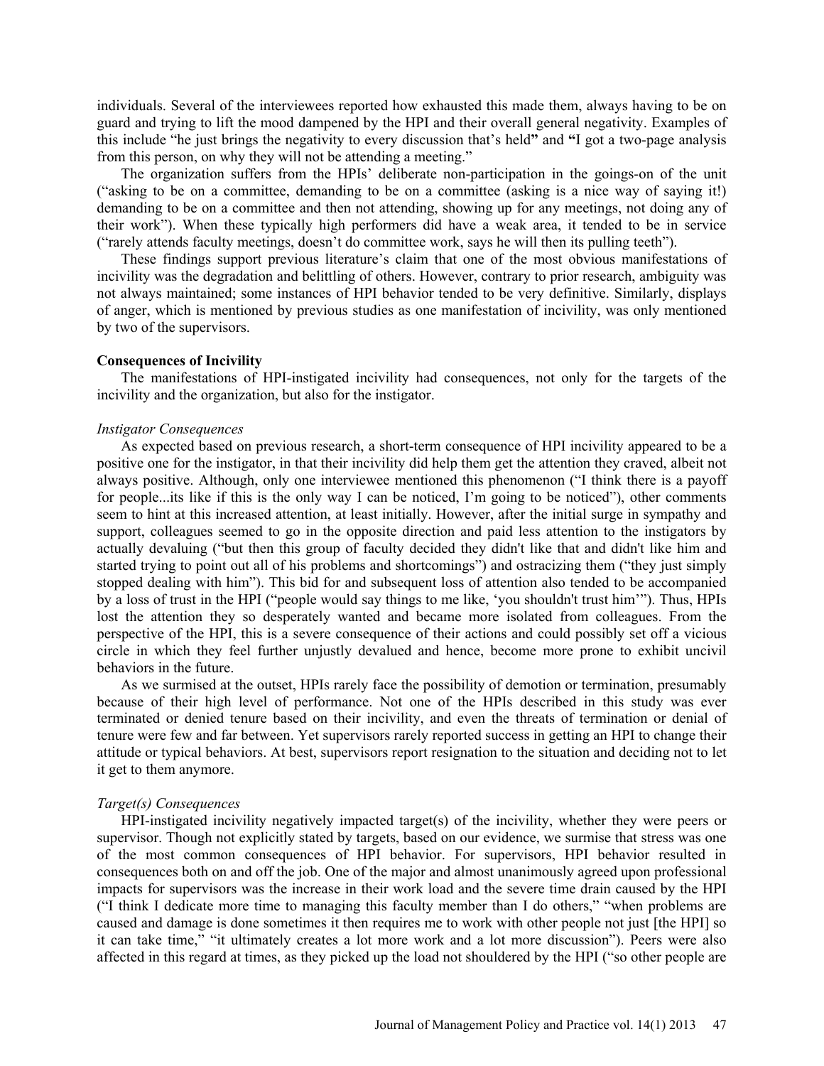individuals. Several of the interviewees reported how exhausted this made them, always having to be on guard and trying to lift the mood dampened by the HPI and their overall general negativity. Examples of this include "he just brings the negativity to every discussion that's held**"** and **"**I got a two-page analysis from this person, on why they will not be attending a meeting."

The organization suffers from the HPIs' deliberate non-participation in the goings-on of the unit ("asking to be on a committee, demanding to be on a committee (asking is a nice way of saying it!) demanding to be on a committee and then not attending, showing up for any meetings, not doing any of their work"). When these typically high performers did have a weak area, it tended to be in service ("rarely attends faculty meetings, doesn't do committee work, says he will then its pulling teeth").

These findings support previous literature's claim that one of the most obvious manifestations of incivility was the degradation and belittling of others. However, contrary to prior research, ambiguity was not always maintained; some instances of HPI behavior tended to be very definitive. Similarly, displays of anger, which is mentioned by previous studies as one manifestation of incivility, was only mentioned by two of the supervisors.

**Consequences of Incivility**

The manifestations of HPI-instigated incivility had consequences, not only for the targets of the incivility and the organization, but also for the instigator.

*Instigator Consequences*

As expected based on previous research, a short-term consequence of HPI incivility appeared to be a positive one for the instigator, in that their incivility did help them get the attention they craved, albeit not always positive. Although, only one interviewee mentioned this phenomenon ("I think there is a payoff for people...its like if this is the only way I can be noticed, I'm going to be noticed"), other comments seem to hint at this increased attention, at least initially. However, after the initial surge in sympathy and support, colleagues seemed to go in the opposite direction and paid less attention to the instigators by actually devaluing ("but then this group of faculty decided they didn't like that and didn't like him and started trying to point out all of his problems and shortcomings") and ostracizing them ("they just simply stopped dealing with him"). This bid for and subsequent loss of attention also tended to be accompanied by a loss of trust in the HPI ("people would say things to me like, 'you shouldn't trust him'"). Thus, HPIs lost the attention they so desperately wanted and became more isolated from colleagues. From the perspective of the HPI, this is a severe consequence of their actions and could possibly set off a vicious circle in which they feel further unjustly devalued and hence, become more prone to exhibit uncivil behaviors in the future.

As we surmised at the outset, HPIs rarely face the possibility of demotion or termination, presumably because of their high level of performance. Not one of the HPIs described in this study was ever terminated or denied tenure based on their incivility, and even the threats of termination or denial of tenure were few and far between. Yet supervisors rarely reported success in getting an HPI to change their attitude or typical behaviors. At best, supervisors report resignation to the situation and deciding not to let it get to them anymore.

*Target(s) Consequences*

HPI-instigated incivility negatively impacted target(s) of the incivility, whether they were peers or supervisor. Though not explicitly stated by targets, based on our evidence, we surmise that stress was one of the most common consequences of HPI behavior. For supervisors, HPI behavior resulted in consequences both on and off the job. One of the major and almost unanimously agreed upon professional impacts for supervisors was the increase in their work load and the severe time drain caused by the HPI ("I think I dedicate more time to managing this faculty member than I do others," "when problems are caused and damage is done sometimes it then requires me to work with other people not just [the HPI] so it can take time," "it ultimately creates a lot more work and a lot more discussion"). Peers were also affected in this regard at times, as they picked up the load not shouldered by the HPI ("so other people are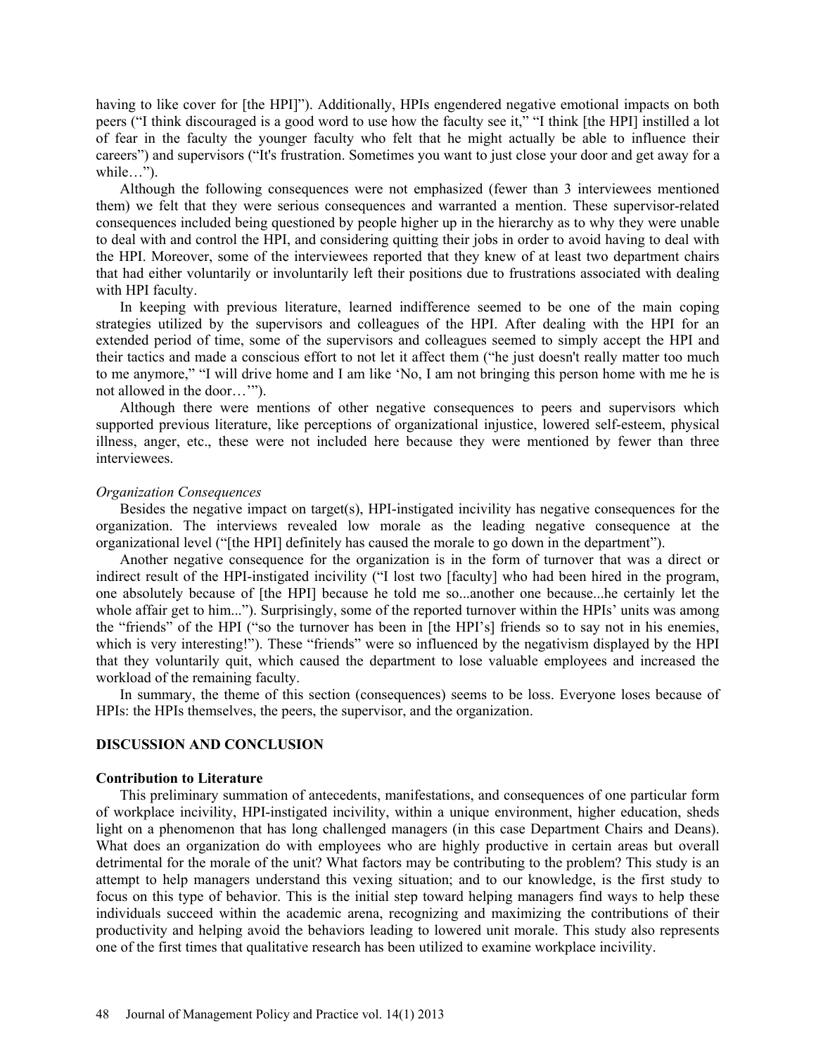having to like cover for [the HPI]"). Additionally, HPIs engendered negative emotional impacts on both peers ("I think discouraged is a good word to use how the faculty see it," "I think [the HPI] instilled a lot of fear in the faculty the younger faculty who felt that he might actually be able to influence their careers") and supervisors ("It's frustration. Sometimes you want to just close your door and get away for a while…").

Although the following consequences were not emphasized (fewer than 3 interviewees mentioned them) we felt that they were serious consequences and warranted a mention. These supervisor-related consequences included being questioned by people higher up in the hierarchy as to why they were unable to deal with and control the HPI, and considering quitting their jobs in order to avoid having to deal with the HPI. Moreover, some of the interviewees reported that they knew of at least two department chairs that had either voluntarily or involuntarily left their positions due to frustrations associated with dealing with HPI faculty.

In keeping with previous literature, learned indifference seemed to be one of the main coping strategies utilized by the supervisors and colleagues of the HPI. After dealing with the HPI for an extended period of time, some of the supervisors and colleagues seemed to simply accept the HPI and their tactics and made a conscious effort to not let it affect them ("he just doesn't really matter too much to me anymore," "I will drive home and I am like 'No, I am not bringing this person home with me he is not allowed in the door…'").

Although there were mentions of other negative consequences to peers and supervisors which supported previous literature, like perceptions of organizational injustice, lowered self-esteem, physical illness, anger, etc., these were not included here because they were mentioned by fewer than three interviewees.

*Organization Consequences*

Besides the negative impact on target(s), HPI-instigated incivility has negative consequences for the organization. The interviews revealed low morale as the leading negative consequence at the organizational level ("[the HPI] definitely has caused the morale to go down in the department").

Another negative consequence for the organization is in the form of turnover that was a direct or indirect result of the HPI-instigated incivility ("I lost two [faculty] who had been hired in the program, one absolutely because of [the HPI] because he told me so...another one because...he certainly let the whole affair get to him..."). Surprisingly, some of the reported turnover within the HPIs' units was among the "friends" of the HPI ("so the turnover has been in [the HPI's] friends so to say not in his enemies, which is very interesting!"). These "friends" were so influenced by the negativism displayed by the HPI that they voluntarily quit, which caused the department to lose valuable employees and increased the workload of the remaining faculty.

In summary, the theme of this section (consequences) seems to be loss. Everyone loses because of HPIs: the HPIs themselves, the peers, the supervisor, and the organization.

## DISCUSSION AND CONCLUSION

### Contribution to Literature

This preliminary summation of antecedents, manifestations, and consequences of one particular form of workplace incivility, HPI-instigated incivility, within a unique environment, higher education, sheds light on a phenomenon that has long challenged managers (in this case Department Chairs and Deans). What does an organization do with employees who are highly productive in certain areas but overall detrimental for the morale of the unit? What factors may be contributing to the problem? This study is an attempt to help managers understand this vexing situation; and to our knowledge, is the first study to focus on this type of behavior. This is the initial step toward helping managers find ways to help these individuals succeed within the academic arena, recognizing and maximizing the contributions of their productivity and helping avoid the behaviors leading to lowered unit morale. This study also represents one of the first times that qualitative research has been utilized to examine workplace incivility.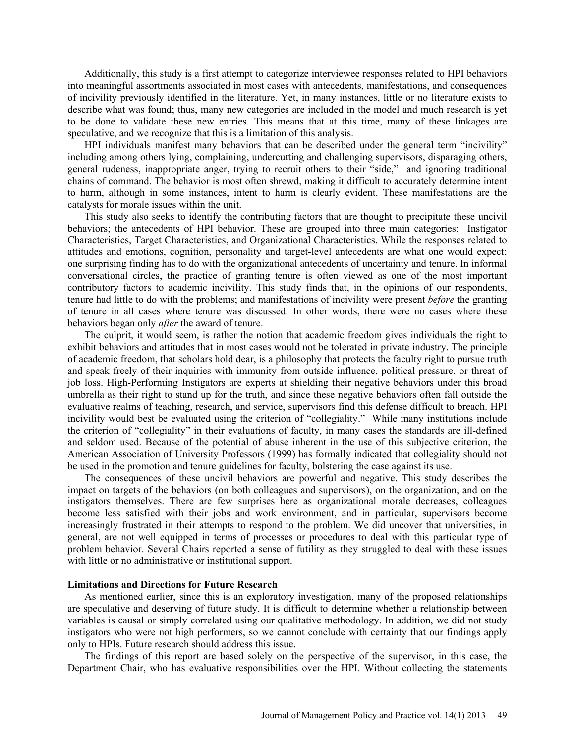Additionally, this study is a first attempt to categorize interviewee responses related to HPI behaviors into meaningful assortments associated in most cases with antecedents, manifestations, and consequences of incivility previously identified in the literature. Yet, in many instances, little or no literature exists to describe what was found; thus, many new categories are included in the model and much research is yet to be done to validate these new entries. This means that at this time, many of these linkages are speculative, and we recognize that this is a limitation of this analysis.

HPI individuals manifest many behaviors that can be described under the general term "incivility" including among others lying, complaining, undercutting and challenging supervisors, disparaging others, general rudeness, inappropriate anger, trying to recruit others to their "side," and ignoring traditional chains of command. The behavior is most often shrewd, making it difficult to accurately determine intent to harm, although in some instances, intent to harm is clearly evident. These manifestations are the catalysts for morale issues within the unit.

This study also seeks to identify the contributing factors that are thought to precipitate these uncivil behaviors; the antecedents of HPI behavior. These are grouped into three main categories: Instigator Characteristics, Target Characteristics, and Organizational Characteristics. While the responses related to attitudes and emotions, cognition, personality and target-level antecedents are what one would expect; one surprising finding has to do with the organizational antecedents of uncertainty and tenure. In informal conversational circles, the practice of granting tenure is often viewed as one of the most important contributory factors to academic incivility. This study finds that, in the opinions of our respondents, tenure had little to do with the problems; and manifestations of incivility were present *before* the granting of tenure in all cases where tenure was discussed. In other words, there were no cases where these behaviors began only *after* the award of tenure.

The culprit, it would seem, is rather the notion that academic freedom gives individuals the right to exhibit behaviors and attitudes that in most cases would not be tolerated in private industry. The principle of academic freedom, that scholars hold dear, is a philosophy that protects the faculty right to pursue truth and speak freely of their inquiries with immunity from outside influence, political pressure, or threat of job loss. High-Performing Instigators are experts at shielding their negative behaviors under this broad umbrella as their right to stand up for the truth, and since these negative behaviors often fall outside the evaluative realms of teaching, research, and service, supervisors find this defense difficult to breach. HPI incivility would best be evaluated using the criterion of "collegiality." While many institutions include the criterion of "collegiality" in their evaluations of faculty, in many cases the standards are ill-defined and seldom used. Because of the potential of abuse inherent in the use of this subjective criterion, the American Association of University Professors (1999) has formally indicated that collegiality should not be used in the promotion and tenure guidelines for faculty, bolstering the case against its use.

The consequences of these uncivil behaviors are powerful and negative. This study describes the impact on targets of the behaviors (on both colleagues and supervisors), on the organization, and on the instigators themselves. There are few surprises here as organizational morale decreases, colleagues become less satisfied with their jobs and work environment, and in particular, supervisors become increasingly frustrated in their attempts to respond to the problem. We did uncover that universities, in general, are not well equipped in terms of processes or procedures to deal with this particular type of problem behavior. Several Chairs reported a sense of futility as they struggled to deal with these issues with little or no administrative or institutional support.

**Limitations and Directions for Future Research**

As mentioned earlier, since this is an exploratory investigation, many of the proposed relationships are speculative and deserving of future study. It is difficult to determine whether a relationship between variables is causal or simply correlated using our qualitative methodology. In addition, we did not study instigators who were not high performers, so we cannot conclude with certainty that our findings apply only to HPIs. Future research should address this issue.

The findings of this report are based solely on the perspective of the supervisor, in this case, the Department Chair, who has evaluative responsibilities over the HPI. Without collecting the statements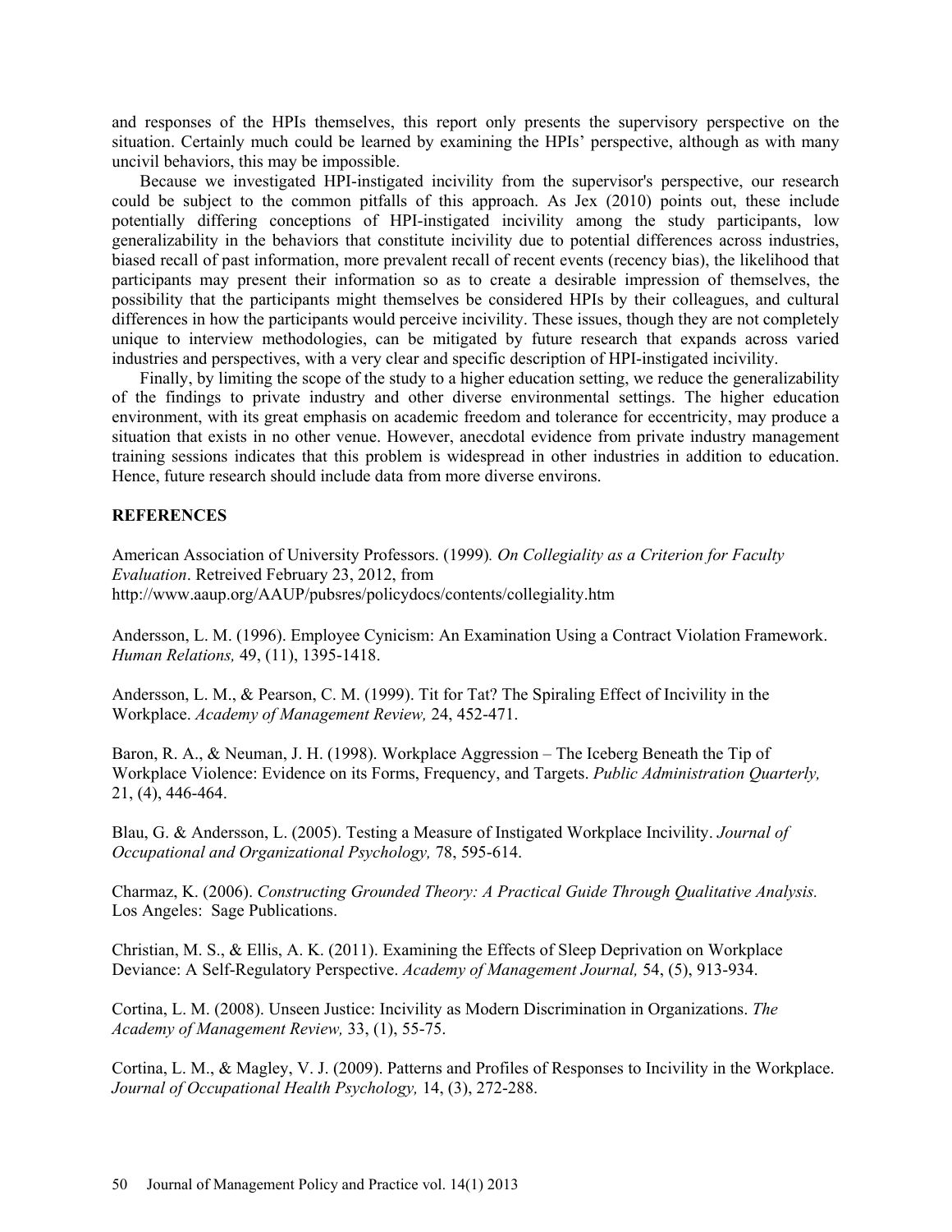and responses of the HPIs themselves, this report only presents the supervisory perspective on the situation. Certainly much could be learned by examining the HPIs' perspective, although as with many uncivil behaviors, this may be impossible.

Because we investigated HPI-instigated incivility from the supervisor's perspective, our research could be subject to the common pitfalls of this approach. As Jex (2010) points out, these include potentially differing conceptions of HPI-instigated incivility among the study participants, low generalizability in the behaviors that constitute incivility due to potential differences across industries, biased recall of past information, more prevalent recall of recent events (recency bias), the likelihood that participants may present their information so as to create a desirable impression of themselves, the possibility that the participants might themselves be considered HPIs by their colleagues, and cultural differences in how the participants would perceive incivility. These issues, though they are not completely unique to interview methodologies, can be mitigated by future research that expands across varied industries and perspectives, with a very clear and specific description of HPI-instigated incivility.

Finally, by limiting the scope of the study to a higher education setting, we reduce the generalizability of the findings to private industry and other diverse environmental settings. The higher education environment, with its great emphasis on academic freedom and tolerance for eccentricity, may produce a situation that exists in no other venue. However, anecdotal evidence from private industry management training sessions indicates that this problem is widespread in other industries in addition to education. Hence, future research should include data from more diverse environs.

## REFERENCES

American Association of University Professors. (1999). *On Collegiality as a Criterion for Faculty Evaluation*. Retreived February 23, 2012, from http://www.aaup.org/AAUP/pubsres/policydocs/contents/collegiality.htm

Andersson, L. M. (1996). Employee Cynicism: An Examination Using a Contract Violation Framework. *Human Relations,* 49, (11), 1395-1418.

Andersson, L. M., & Pearson, C. M. (1999). Tit for Tat? The Spiraling Effect of Incivility in the Workplace. *Academy of Management Review,* 24, 452-471.

Baron, R. A., & Neuman, J. H. (1998). Workplace Aggression – The Iceberg Beneath the Tip of Workplace Violence: Evidence on its Forms, Frequency, and Targets. *Public Administration Quarterly,* 21, (4), 446-464.

Blau, G. & Andersson, L. (2005). Testing a Measure of Instigated Workplace Incivility. *Journal of Occupational and Organizational Psychology,* 78, 595-614.

Charmaz, K. (2006). *Constructing Grounded Theory: A Practical Guide Through Qualitative Analysis.* Los Angeles: Sage Publications.

Christian, M. S., & Ellis, A. K. (2011). Examining the Effects of Sleep Deprivation on Workplace Deviance: A Self-Regulatory Perspective. *Academy of Management Journal,* 54, (5), 913-934.

Cortina, L. M. (2008). Unseen Justice: Incivility as Modern Discrimination in Organizations. *The Academy of Management Review,* 33, (1), 55-75.

Cortina, L. M., & Magley, V. J. (2009). Patterns and Profiles of Responses to Incivility in the Workplace. *Journal of Occupational Health Psychology,* 14, (3), 272-288.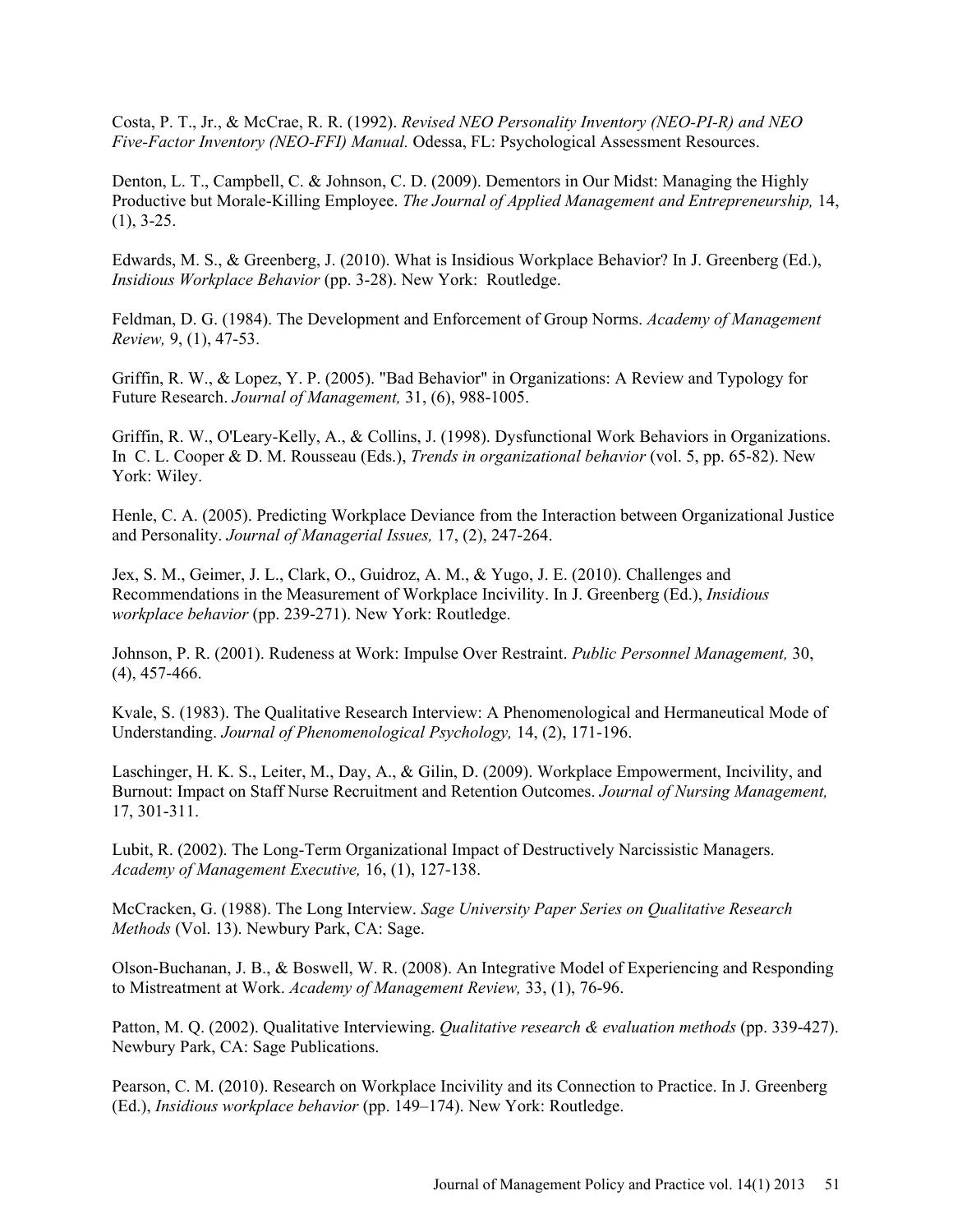Costa, P. T., Jr., & McCrae, R. R. (1992). *Revised NEO Personality Inventory (NEO-PI-R) and NEO Five-Factor Inventory (NEO-FFI) Manual.* Odessa, FL: Psychological Assessment Resources.

Denton, L. T., Campbell, C. & Johnson, C. D. (2009). Dementors in Our Midst: Managing the Highly Productive but Morale-Killing Employee. *The Journal of Applied Management and Entrepreneurship,* 14, (1), 3-25.

Edwards, M. S., & Greenberg, J. (2010). What is Insidious Workplace Behavior? In J. Greenberg (Ed.), *Insidious Workplace Behavior* (pp. 3-28). New York: Routledge.

Feldman, D. G. (1984). The Development and Enforcement of Group Norms. *Academy of Management Review,* 9, (1), 47-53.

Griffin, R. W., & Lopez, Y. P. (2005). "Bad Behavior" in Organizations: A Review and Typology for Future Research. *Journal of Management,* 31, (6), 988-1005.

Griffin, R. W., O'Leary-Kelly, A., & Collins, J. (1998). Dysfunctional Work Behaviors in Organizations. In C. L. Cooper & D. M. Rousseau (Eds.), *Trends in organizational behavior* (vol. 5, pp. 65-82). New York: Wiley.

Henle, C. A. (2005). Predicting Workplace Deviance from the Interaction between Organizational Justice and Personality. *Journal of Managerial Issues,* 17, (2), 247-264.

Jex, S. M., Geimer, J. L., Clark, O., Guidroz, A. M., & Yugo, J. E. (2010). Challenges and Recommendations in the Measurement of Workplace Incivility. In J. Greenberg (Ed.), *Insidious workplace behavior* (pp. 239-271). New York: Routledge.

Johnson, P. R. (2001). Rudeness at Work: Impulse Over Restraint. *Public Personnel Management,* 30, (4), 457-466.

Kvale, S. (1983). The Qualitative Research Interview: A Phenomenological and Hermaneutical Mode of Understanding. *Journal of Phenomenological Psychology,* 14, (2), 171-196.

Laschinger, H. K. S., Leiter, M., Day, A., & Gilin, D. (2009). Workplace Empowerment, Incivility, and Burnout: Impact on Staff Nurse Recruitment and Retention Outcomes. *Journal of Nursing Management,* 17, 301-311.

Lubit, R. (2002). The Long-Term Organizational Impact of Destructively Narcissistic Managers. *Academy of Management Executive,* 16, (1), 127-138.

McCracken, G. (1988). The Long Interview. *Sage University Paper Series on Qualitative Research Methods* (Vol. 13). Newbury Park, CA: Sage.

Olson-Buchanan, J. B., & Boswell, W. R. (2008). An Integrative Model of Experiencing and Responding to Mistreatment at Work. *Academy of Management Review,* 33, (1), 76-96.

Patton, M. Q. (2002). Qualitative Interviewing. *Qualitative research & evaluation methods* (pp. 339-427). Newbury Park, CA: Sage Publications.

Pearson, C. M. (2010). Research on Workplace Incivility and its Connection to Practice. In J. Greenberg (Ed.), *Insidious workplace behavior* (pp. 149–174). New York: Routledge.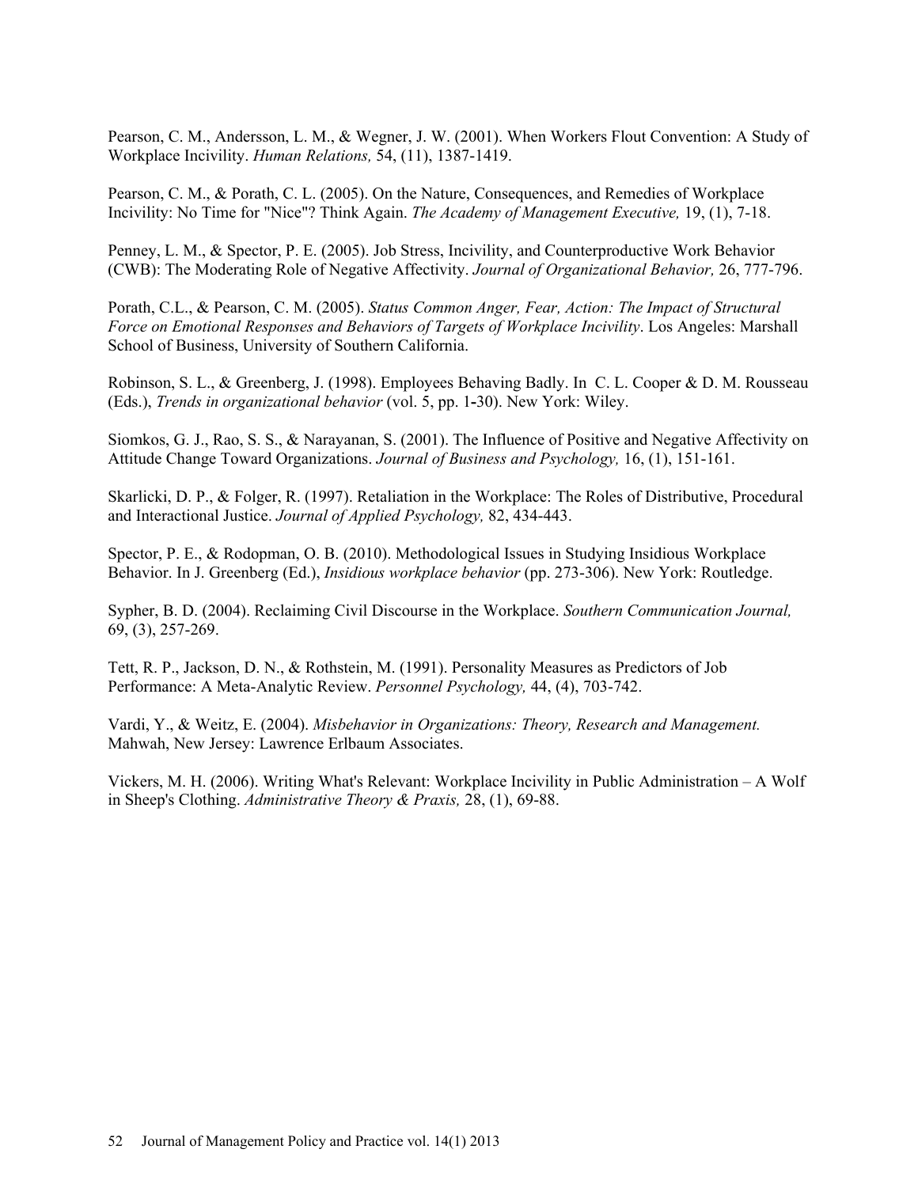Pearson, C. M., Andersson, L. M., & Wegner, J. W. (2001). When Workers Flout Convention: A Study of Workplace Incivility. *Human Relations,* 54, (11), 1387-1419.

Pearson, C. M., & Porath, C. L. (2005). On the Nature, Consequences, and Remedies of Workplace Incivility: No Time for "Nice"? Think Again. *The Academy of Management Executive,* 19, (1), 7-18.

Penney, L. M., & Spector, P. E. (2005). Job Stress, Incivility, and Counterproductive Work Behavior (CWB): The Moderating Role of Negative Affectivity. *Journal of Organizational Behavior,* 26, 777-796.

Porath, C.L., & Pearson, C. M. (2005). *Status Common Anger, Fear, Action: The Impact of Structural Force on Emotional Responses and Behaviors of Targets of Workplace Incivility*. Los Angeles: Marshall School of Business, University of Southern California.

Robinson, S. L., & Greenberg, J. (1998). Employees Behaving Badly. In C. L. Cooper & D. M. Rousseau (Eds.), *Trends in organizational behavior* (vol. 5, pp. 1-30). New York: Wiley.

Siomkos, G. J., Rao, S. S., & Narayanan, S. (2001). The Influence of Positive and Negative Affectivity on Attitude Change Toward Organizations. *Journal of Business and Psychology,* 16, (1), 151-161.

Skarlicki, D. P., & Folger, R. (1997). Retaliation in the Workplace: The Roles of Distributive, Procedural and Interactional Justice. *Journal of Applied Psychology,* 82, 434-443.

Spector, P. E., & Rodopman, O. B. (2010). Methodological Issues in Studying Insidious Workplace Behavior. In J. Greenberg (Ed.), *Insidious workplace behavior* (pp. 273-306). New York: Routledge.

Sypher, B. D. (2004). Reclaiming Civil Discourse in the Workplace. *Southern Communication Journal,* 69, (3), 257-269.

Tett, R. P., Jackson, D. N., & Rothstein, M. (1991). Personality Measures as Predictors of Job Performance: A Meta-Analytic Review. *Personnel Psychology,* 44, (4), 703-742.

Vardi, Y., & Weitz, E. (2004). *Misbehavior in Organizations: Theory, Research and Management.* Mahwah, New Jersey: Lawrence Erlbaum Associates.

Vickers, M. H. (2006). Writing What's Relevant: Workplace Incivility in Public Administration – A Wolf in Sheep's Clothing. *Administrative Theory & Praxis,* 28, (1), 69-88.